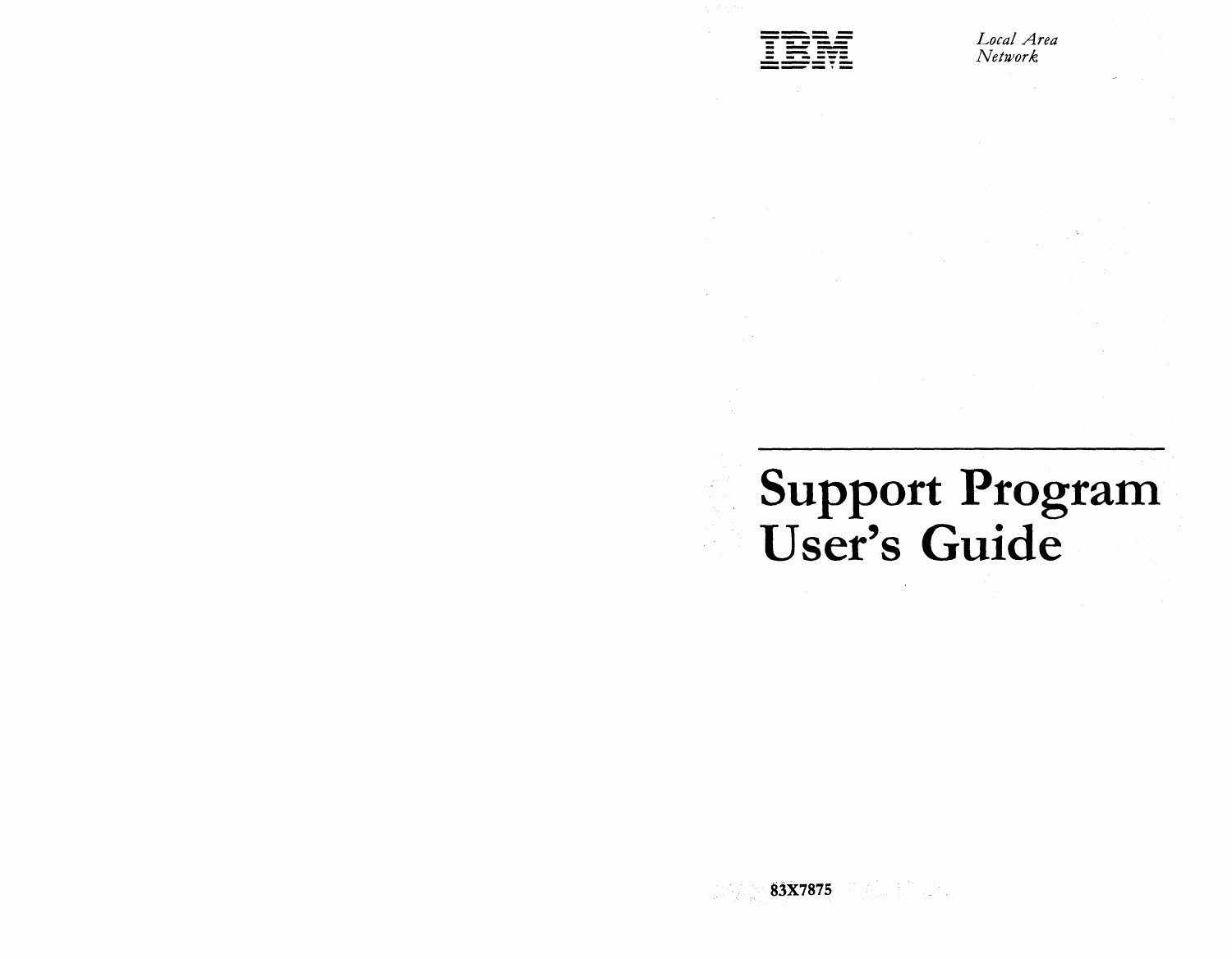IBM

*Local Area Network*

# Support Program User's Guide

**83X7875**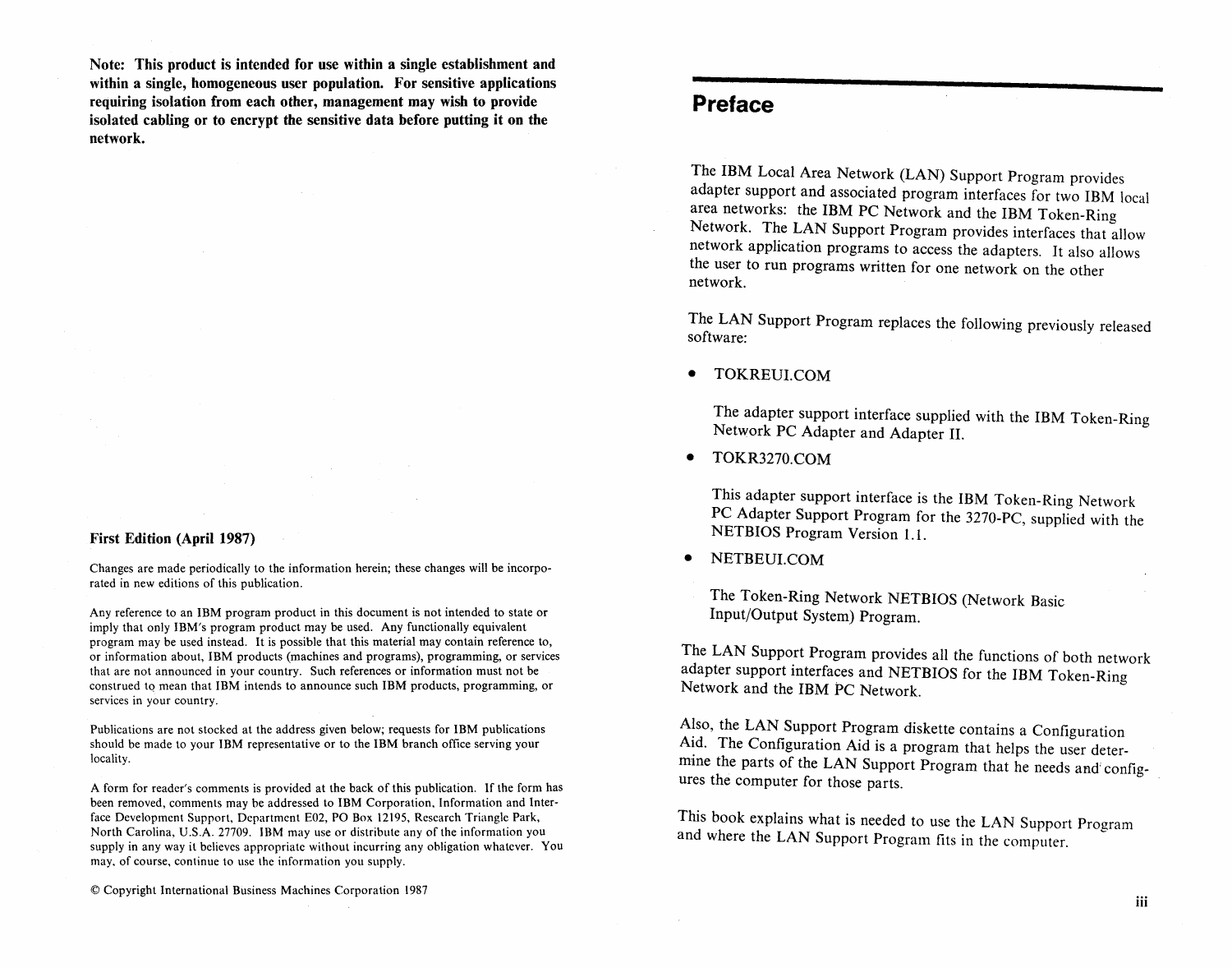**Note: This product is intended for use within a single establishment and within a single, homogeneous user population. For sensitive applications requiring isolation from each other, management may wish to provide isolated cabling or to encrypt the sensitive data before putting it on the network.**

**First Edition (April 1987)**

Changes are made periodically to the information herein; these changes will be incorporated in new editions of this publication.

Any reference to an IBM program product in this document is not intended to state or imply that only IBM's program product may be used. Any functionally equivalent program may be used instead. It is possible that this material may contain reference to, or information about, IBM products (machines and programs), programming, or services that are not announced in your country. Such references or information must not be construed to mean that IBM intends to announce such IBM products, programming, or services in your country.

Publications are not stocked at the address given below; requests for IBM publications should be made to your IBM representative or to the IBM branch office serving your locality.

A form for reader's comments is provided at the back of this publication. If the form has been removed, comments may be addressed to IBM Corporation, Information and Interface Development Support, Department E02, PO Box 12195, Research Triangle Park, North Carolina, U.S.A. 27709. IBM may use or distribute any of the information you supply in any way it believes appropriate without incurring any obligation whatever. You may, of course, continue to use the information you supply.

© Copyright International Business Machines Corporation 1987

# Preface

The IBM Local Area Network (LAN) Support Program provides adapter support and associated program interfaces for two IBM local area networks: the IBM PC Network and the IBM Token-Ring Network. The LAN Support Program provides interfaces that allow network application programs to access the adapters. It also allows the user to run programs written for one network on the other network.

The LAN Support Program replaces the following previously released software:

- TOKREUI.COM

  The adapter support interface supplied with the IBM Token-Ring Network PC Adapter and Adapter II.

- TOKR3270.COM

  This adapter support interface is the IBM Token-Ring Network PC Adapter Support Program for the 3270-PC, supplied with the NETBIOS Program Version 1.1.

- NETBEUI.COM

  The Token-Ring Network NETBIOS (Network Basic Input/Output System) Program.

The LAN Support Program provides all the functions of both network adapter support interfaces and NETBIOS for the IBM Token-Ring Network and the IBM PC Network.

Also, the LAN Support Program diskette contains a Configuration Aid. The Configuration Aid is a program that helps the user determine the parts of the LAN Support Program that he needs and configures the computer for those parts.

This book explains what is needed to use the LAN Support Program and where the LAN Support Program fits in the computer.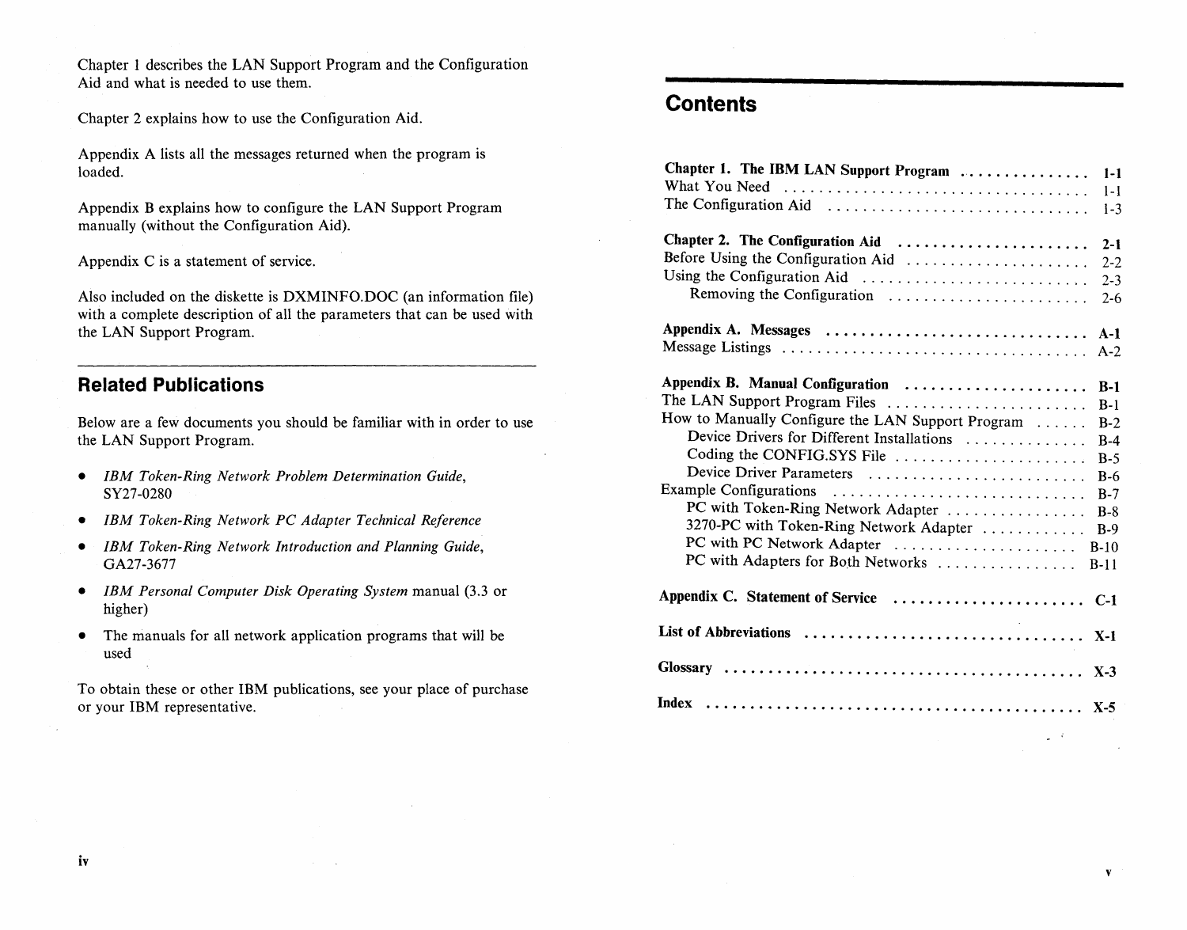Chapter 1 describes the LAN Support Program and the Configuration Aid and what is needed to use them.

Chapter 2 explains how to use the Configuration Aid.

Appendix A lists all the messages returned when the program is loaded.

Appendix B explains how to configure the LAN Support Program manually (without the Configuration Aid).

Appendix C is a statement of service.

Also included on the diskette is DXMINFO.DOC (an information file) with a complete description of all the parameters that can be used with the LAN Support Program.

## Related Publications

Below are a few documents you should be familiar with in order to use the LAN Support Program.

- *IBM Token-Ring Network Problem Determination Guide*, SY27-0280
- *IBM Token-Ring Network PC Adapter Technical Reference*
- *IBM Token-Ring Network Introduction and Planning Guide*, GA27-3677
- *IBM Personal Computer Disk Operating System* manual (3.3 or higher)
- The manuals for all network application programs that will be used

To obtain these or other IBM publications, see your place of purchase or your IBM representative.

# Contents

**Chapter 1. The IBM LAN Support Program** . . . . . . . . . . . . . . . **1-1**
What You Need . . . . . . . . . . . . . . . . . . . . . . . . . . . . . . . . . . . 1-1
The Configuration Aid . . . . . . . . . . . . . . . . . . . . . . . . . . . . . 1-3

**Chapter 2. The Configuration Aid** . . . . . . . . . . . . . . . . . . . . . . **2-1**
Before Using the Configuration Aid . . . . . . . . . . . . . . . . . . . . 2-2
Using the Configuration Aid . . . . . . . . . . . . . . . . . . . . . . . . . 2-3
    Removing the Configuration . . . . . . . . . . . . . . . . . . . . . . . 2-6

**Appendix A. Messages** . . . . . . . . . . . . . . . . . . . . . . . . . . . . . **A-1**
Message Listings . . . . . . . . . . . . . . . . . . . . . . . . . . . . . . . . . A-2

**Appendix B. Manual Configuration** . . . . . . . . . . . . . . . . . . . . **B-1**
The LAN Support Program Files . . . . . . . . . . . . . . . . . . . . . . B-1
How to Manually Configure the LAN Support Program . . . . . . B-2
    Device Drivers for Different Installations . . . . . . . . . . . . . . B-4
    Coding the CONFIG.SYS File . . . . . . . . . . . . . . . . . . . . . . B-5
    Device Driver Parameters . . . . . . . . . . . . . . . . . . . . . . . . . B-6
Example Configurations . . . . . . . . . . . . . . . . . . . . . . . . . . . . B-7
    PC with Token-Ring Network Adapter . . . . . . . . . . . . . . . . B-8
    3270-PC with Token-Ring Network Adapter . . . . . . . . . . . . B-9
    PC with PC Network Adapter . . . . . . . . . . . . . . . . . . . . . . B-10
    PC with Adapters for Both Networks . . . . . . . . . . . . . . . . . B-11

**Appendix C. Statement of Service** . . . . . . . . . . . . . . . . . . . . . **C-1**

**List of Abbreviations** . . . . . . . . . . . . . . . . . . . . . . . . . . . . . . . **X-1**

**Glossary** . . . . . . . . . . . . . . . . . . . . . . . . . . . . . . . . . . . . . . . . **X-3**

**Index** . . . . . . . . . . . . . . . . . . . . . . . . . . . . . . . . . . . . . . . . . . **X-5**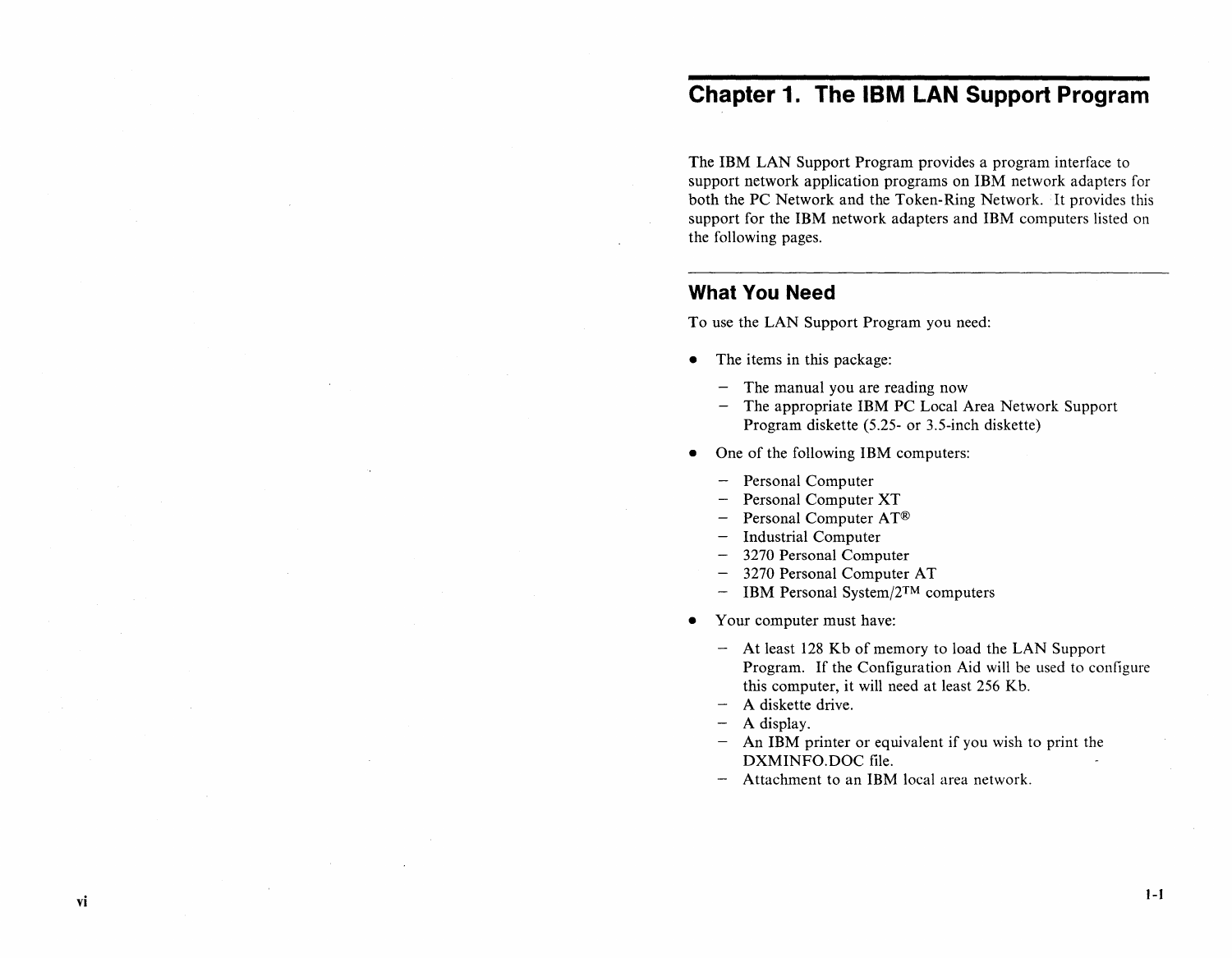# Chapter 1. The IBM LAN Support Program

The IBM LAN Support Program provides a program interface to support network application programs on IBM network adapters for both the PC Network and the Token-Ring Network. It provides this support for the IBM network adapters and IBM computers listed on the following pages.

## What You Need

To use the LAN Support Program you need:

- The items in this package:
  - The manual you are reading now
  - The appropriate IBM PC Local Area Network Support Program diskette (5.25- or 3.5-inch diskette)
- One of the following IBM computers:
  - Personal Computer
  - Personal Computer XT
  - Personal Computer AT®
  - Industrial Computer
  - 3270 Personal Computer
  - 3270 Personal Computer AT
  - IBM Personal System/2™ computers
- Your computer must have:
  - At least 128 Kb of memory to load the LAN Support Program. If the Configuration Aid will be used to configure this computer, it will need at least 256 Kb.
  - A diskette drive.
  - A display.
  - An IBM printer or equivalent if you wish to print the DXMINFO.DOC file.
  - Attachment to an IBM local area network.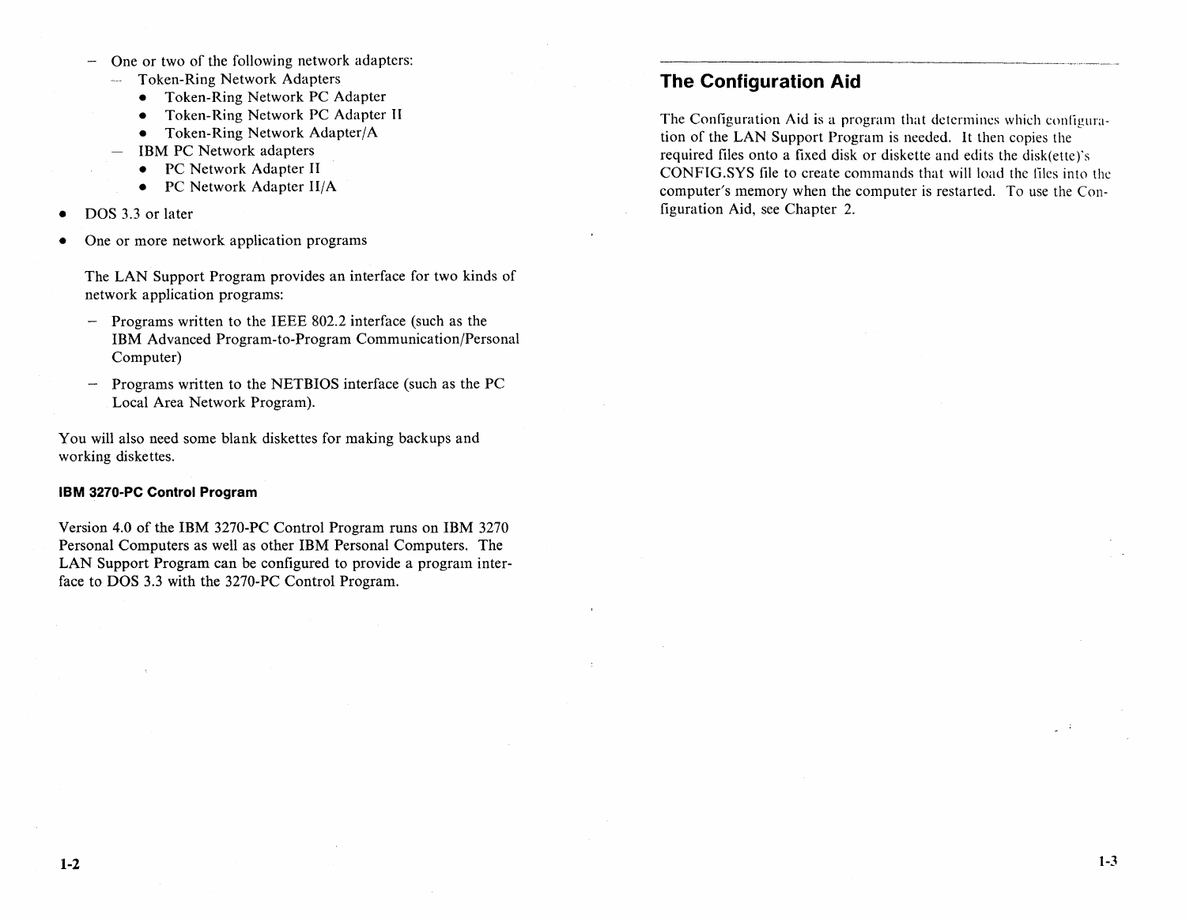- One or two of the following network adapters:
  - Token-Ring Network Adapters
    - Token-Ring Network PC Adapter
    - Token-Ring Network PC Adapter II
    - Token-Ring Network Adapter/A
  - IBM PC Network adapters
    - PC Network Adapter II
    - PC Network Adapter II/A
- DOS 3.3 or later
- One or more network application programs

  The LAN Support Program provides an interface for two kinds of network application programs:

  - Programs written to the IEEE 802.2 interface (such as the IBM Advanced Program-to-Program Communication/Personal Computer)
  - Programs written to the NETBIOS interface (such as the PC Local Area Network Program).

You will also need some blank diskettes for making backups and working diskettes.

#### IBM 3270-PC Control Program

Version 4.0 of the IBM 3270-PC Control Program runs on IBM 3270 Personal Computers as well as other IBM Personal Computers. The LAN Support Program can be configured to provide a program interface to DOS 3.3 with the 3270-PC Control Program.

## The Configuration Aid

The Configuration Aid is a program that determines which configuration of the LAN Support Program is needed. It then copies the required files onto a fixed disk or diskette and edits the disk(ette)'s CONFIG.SYS file to create commands that will load the files into the computer's memory when the computer is restarted. To use the Configuration Aid, see Chapter 2.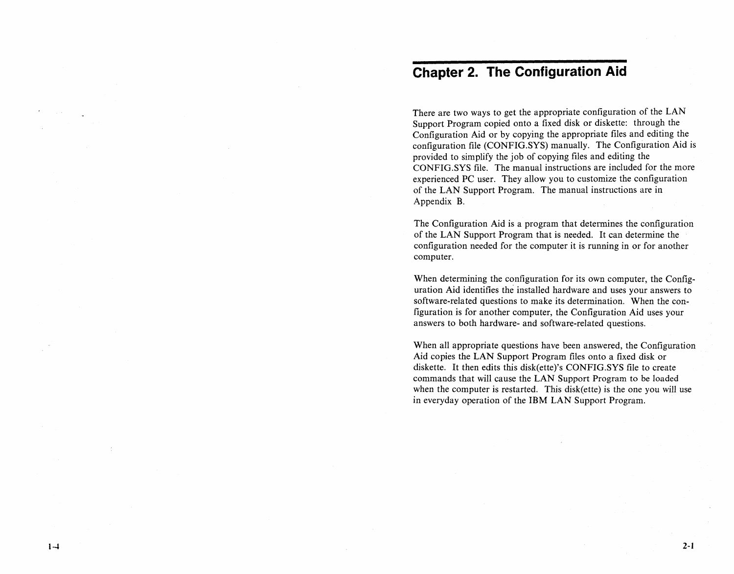# Chapter 2. The Configuration Aid

There are two ways to get the appropriate configuration of the LAN Support Program copied onto a fixed disk or diskette: through the Configuration Aid or by copying the appropriate files and editing the configuration file (CONFIG.SYS) manually. The Configuration Aid is provided to simplify the job of copying files and editing the CONFIG.SYS file. The manual instructions are included for the more experienced PC user. They allow you to customize the configuration of the LAN Support Program. The manual instructions are in Appendix B.

The Configuration Aid is a program that determines the configuration of the LAN Support Program that is needed. It can determine the configuration needed for the computer it is running in or for another computer.

When determining the configuration for its own computer, the Configuration Aid identifies the installed hardware and uses your answers to software-related questions to make its determination. When the configuration is for another computer, the Configuration Aid uses your answers to both hardware- and software-related questions.

When all appropriate questions have been answered, the Configuration Aid copies the LAN Support Program files onto a fixed disk or diskette. It then edits this disk(ette)'s CONFIG.SYS file to create commands that will cause the LAN Support Program to be loaded when the computer is restarted. This disk(ette) is the one you will use in everyday operation of the IBM LAN Support Program.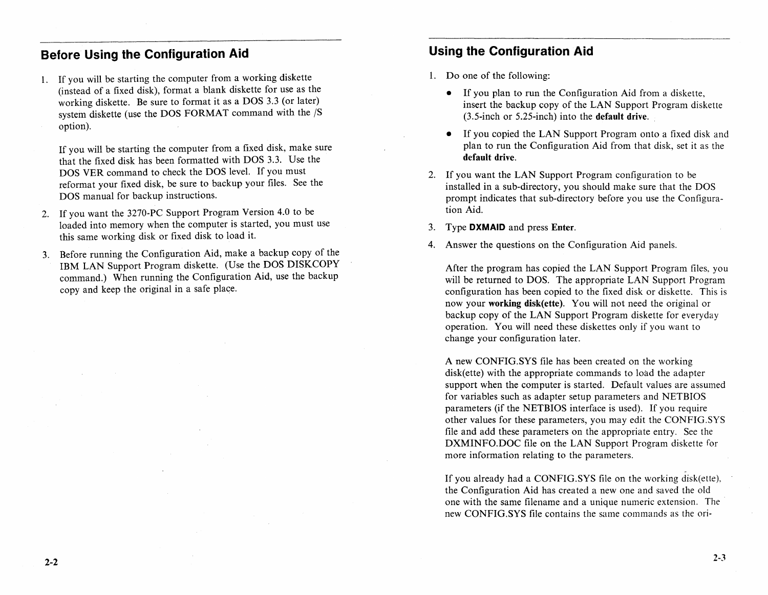## Before Using the Configuration Aid

1. If you will be starting the computer from a working diskette (instead of a fixed disk), format a blank diskette for use as the working diskette. Be sure to format it as a DOS 3.3 (or later) system diskette (use the DOS FORMAT command with the /S option).

   If you will be starting the computer from a fixed disk, make sure that the fixed disk has been formatted with DOS 3.3. Use the DOS VER command to check the DOS level. If you must reformat your fixed disk, be sure to backup your files. See the DOS manual for backup instructions.

2. If you want the 3270-PC Support Program Version 4.0 to be loaded into memory when the computer is started, you must use this same working disk or fixed disk to load it.

3. Before running the Configuration Aid, make a backup copy of the IBM LAN Support Program diskette. (Use the DOS DISKCOPY command.) When running the Configuration Aid, use the backup copy and keep the original in a safe place.

## Using the Configuration Aid

1. Do one of the following:

   - If you plan to run the Configuration Aid from a diskette, insert the backup copy of the LAN Support Program diskette (3.5-inch or 5.25-inch) into the **default drive**.
   - If you copied the LAN Support Program onto a fixed disk and plan to run the Configuration Aid from that disk, set it as the **default drive**.

2. If you want the LAN Support Program configuration to be installed in a sub-directory, you should make sure that the DOS prompt indicates that sub-directory before you use the Configuration Aid.

3. Type **DXMAID** and press **Enter**.

4. Answer the questions on the Configuration Aid panels.

   After the program has copied the LAN Support Program files, you will be returned to DOS. The appropriate LAN Support Program configuration has been copied to the fixed disk or diskette. This is now your **working disk(ette)**. You will not need the original or backup copy of the LAN Support Program diskette for everyday operation. You will need these diskettes only if you want to change your configuration later.

   A new CONFIG.SYS file has been created on the working disk(ette) with the appropriate commands to load the adapter support when the computer is started. Default values are assumed for variables such as adapter setup parameters and NETBIOS parameters (if the NETBIOS interface is used). If you require other values for these parameters, you may edit the CONFIG.SYS file and add these parameters on the appropriate entry. See the DXMINFO.DOC file on the LAN Support Program diskette for more information relating to the parameters.

   If you already had a CONFIG.SYS file on the working disk(ette), the Configuration Aid has created a new one and saved the old one with the same filename and a unique numeric extension. The new CONFIG.SYS file contains the same commands as the ori-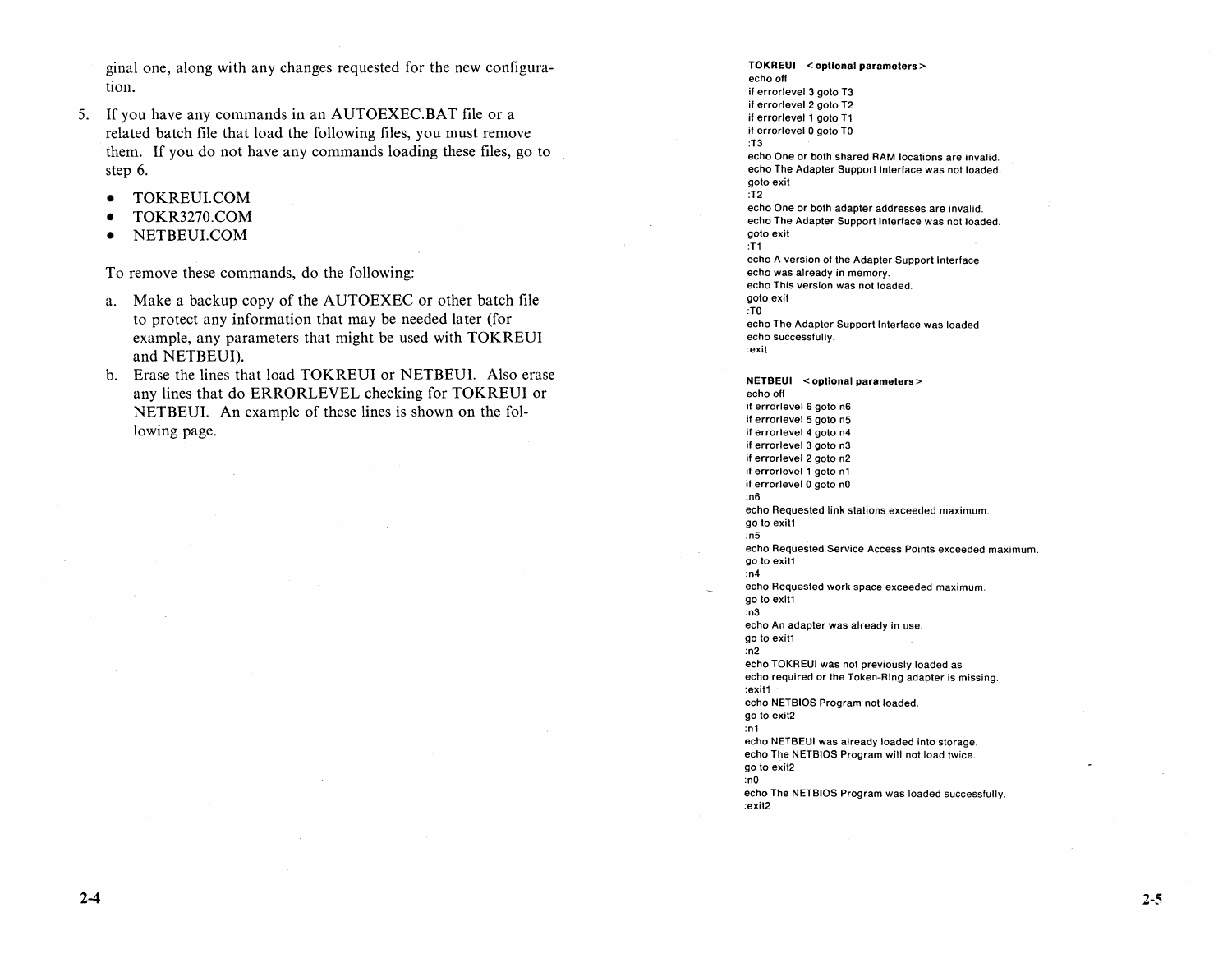ginal one, along with any changes requested for the new configuration.

5. If you have any commands in an AUTOEXEC.BAT file or a related batch file that load the following files, you must remove them. If you do not have any commands loading these files, go to step 6.

   - TOKREUI.COM
   - TOKR3270.COM
   - NETBEUI.COM

   To remove these commands, do the following:

   a. Make a backup copy of the AUTOEXEC or other batch file to protect any information that may be needed later (for example, any parameters that might be used with TOKREUI and NETBEUI).
   b. Erase the lines that load TOKREUI or NETBEUI. Also erase any lines that do ERRORLEVEL checking for TOKREUI or NETBEUI. An example of these lines is shown on the following page.

```
TOKREUI  <optional parameters>
echo off
if errorlevel 3 goto T3
if errorlevel 2 goto T2
if errorlevel 1 goto T1
if errorlevel 0 goto T0
:T3
echo One or both shared RAM locations are invalid.
echo The Adapter Support Interface was not loaded.
goto exit
:T2
echo One or both adapter addresses are invalid.
echo The Adapter Support Interface was not loaded.
goto exit
:T1
echo A version of the Adapter Support Interface
echo was already in memory.
echo This version was not loaded.
goto exit
:T0
echo The Adapter Support Interface was loaded
echo successfully.
:exit
```

```
NETBEUI  <optional parameters>
echo off
if errorlevel 6 goto n6
if errorlevel 5 goto n5
if errorlevel 4 goto n4
if errorlevel 3 goto n3
if errorlevel 2 goto n2
if errorlevel 1 goto n1
if errorlevel 0 goto n0
:n6
echo Requested link stations exceeded maximum.
go to exit1
:n5
echo Requested Service Access Points exceeded maximum.
go to exit1
:n4
echo Requested work space exceeded maximum.
go to exit1
:n3
echo An adapter was already in use.
go to exit1
:n2
echo TOKREUI was not previously loaded as
echo required or the Token-Ring adapter is missing.
:exit1
echo NETBIOS Program not loaded.
go to exit2
:n1
echo NETBEUI was already loaded into storage.
echo The NETBIOS Program will not load twice.
go to exit2
:n0
echo The NETBIOS Program was loaded successfully.
:exit2
```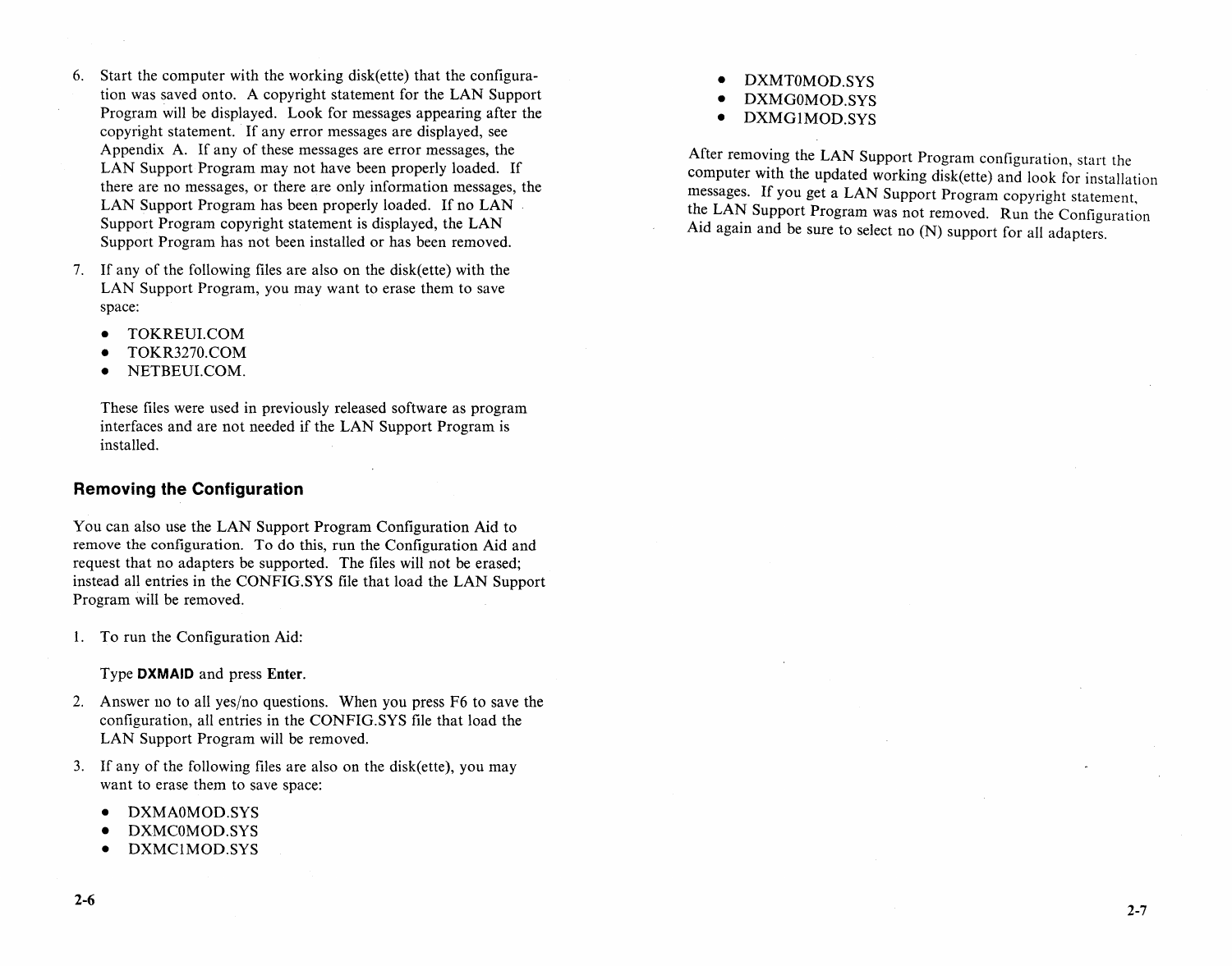6. Start the computer with the working disk(ette) that the configuration was saved onto. A copyright statement for the LAN Support Program will be displayed. Look for messages appearing after the copyright statement. If any error messages are displayed, see Appendix A. If any of these messages are error messages, the LAN Support Program may not have been properly loaded. If there are no messages, or there are only information messages, the LAN Support Program has been properly loaded. If no LAN Support Program copyright statement is displayed, the LAN Support Program has not been installed or has been removed.

7. If any of the following files are also on the disk(ette) with the LAN Support Program, you may want to erase them to save space:

   - TOKREUI.COM
   - TOKR3270.COM
   - NETBEUI.COM.

   These files were used in previously released software as program interfaces and are not needed if the LAN Support Program is installed.

### Removing the Configuration

You can also use the LAN Support Program Configuration Aid to remove the configuration. To do this, run the Configuration Aid and request that no adapters be supported. The files will not be erased; instead all entries in the CONFIG.SYS file that load the LAN Support Program will be removed.

1. To run the Configuration Aid:

   Type **DXMAID** and press **Enter**.

2. Answer no to all yes/no questions. When you press F6 to save the configuration, all entries in the CONFIG.SYS file that load the LAN Support Program will be removed.

3. If any of the following files are also on the disk(ette), you may want to erase them to save space:

   - DXMA0MOD.SYS
   - DXMC0MOD.SYS
   - DXMC1MOD.SYS
   - DXMT0MOD.SYS
   - DXMG0MOD.SYS
   - DXMG1MOD.SYS

   After removing the LAN Support Program configuration, start the computer with the updated working disk(ette) and look for installation messages. If you get a LAN Support Program copyright statement, the LAN Support Program was not removed. Run the Configuration Aid again and be sure to select no (N) support for all adapters.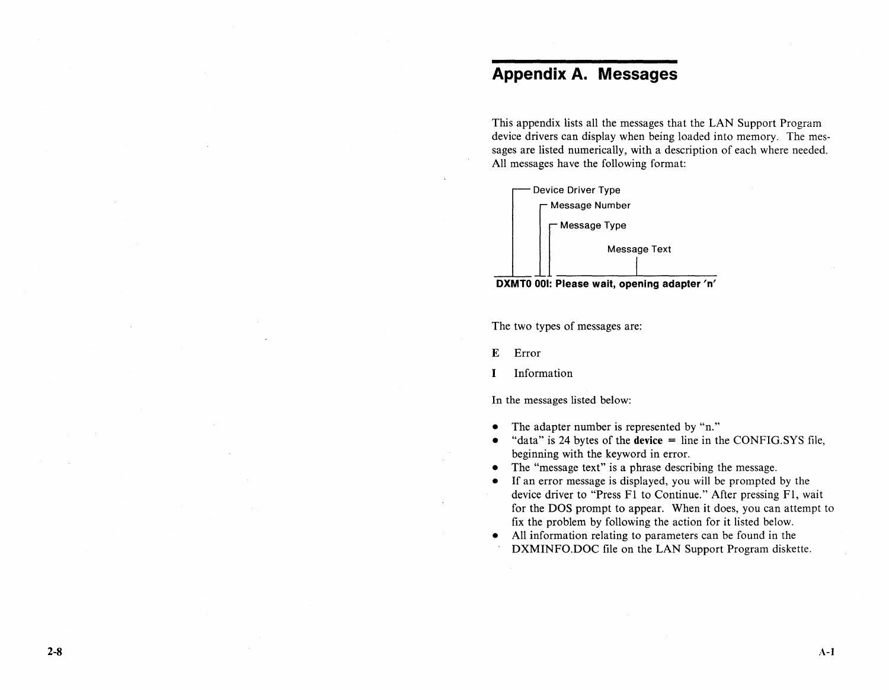# Appendix A. Messages

This appendix lists all the messages that the LAN Support Program device drivers can display when being loaded into memory. The messages are listed numerically, with a description of each where needed. All messages have the following format:

```
┌── Device Driver Type
│      ┌─ Message Number
│      │  ┌─ Message Type
│      │  │           Message Text
│      │  │                │
DXMT0 001: Please wait, opening adapter 'n'
```

The two types of messages are:

**E** Error

**I** Information

In the messages listed below:

- The adapter number is represented by "n."
- "data" is 24 bytes of the **device** = line in the CONFIG.SYS file, beginning with the keyword in error.
- The "message text" is a phrase describing the message.
- If an error message is displayed, you will be prompted by the device driver to "Press F1 to Continue." After pressing F1, wait for the DOS prompt to appear. When it does, you can attempt to fix the problem by following the action for it listed below.
- All information relating to parameters can be found in the DXMINFO.DOC file on the LAN Support Program diskette.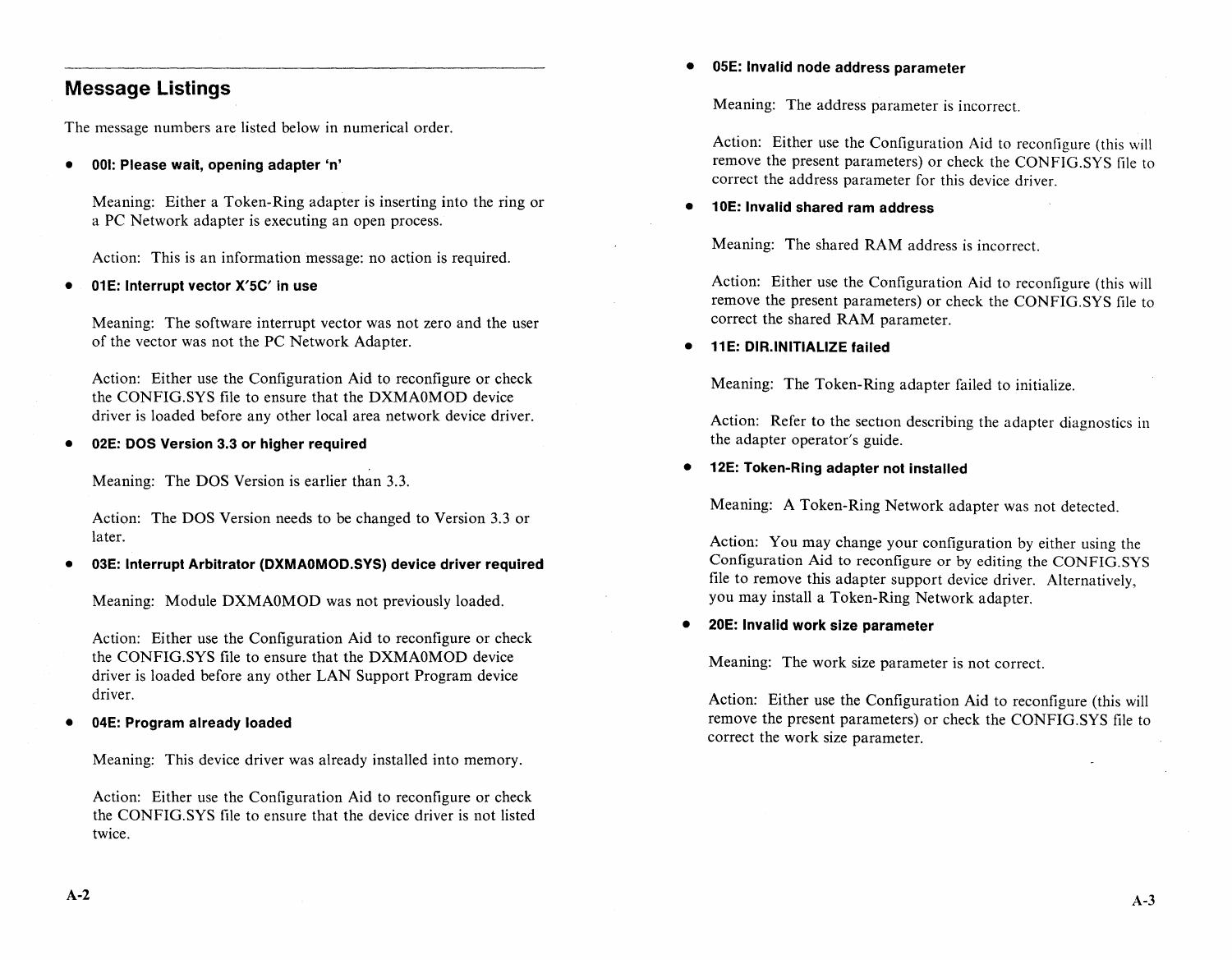## Message Listings

The message numbers are listed below in numerical order.

- **001: Please wait, opening adapter 'n'**

  Meaning: Either a Token-Ring adapter is inserting into the ring or a PC Network adapter is executing an open process.

  Action: This is an information message: no action is required.

- **01E: Interrupt vector X'5C' in use**

  Meaning: The software interrupt vector was not zero and the user of the vector was not the PC Network Adapter.

  Action: Either use the Configuration Aid to reconfigure or check the CONFIG.SYS file to ensure that the DXMA0MOD device driver is loaded before any other local area network device driver.

- **02E: DOS Version 3.3 or higher required**

  Meaning: The DOS Version is earlier than 3.3.

  Action: The DOS Version needs to be changed to Version 3.3 or later.

- **03E: Interrupt Arbitrator (DXMA0MOD.SYS) device driver required**

  Meaning: Module DXMA0MOD was not previously loaded.

  Action: Either use the Configuration Aid to reconfigure or check the CONFIG.SYS file to ensure that the DXMA0MOD device driver is loaded before any other LAN Support Program device driver.

- **04E: Program already loaded**

  Meaning: This device driver was already installed into memory.

  Action: Either use the Configuration Aid to reconfigure or check the CONFIG.SYS file to ensure that the device driver is not listed twice.

- **05E: Invalid node address parameter**

  Meaning: The address parameter is incorrect.

  Action: Either use the Configuration Aid to reconfigure (this will remove the present parameters) or check the CONFIG.SYS file to correct the address parameter for this device driver.

- **10E: Invalid shared ram address**

  Meaning: The shared RAM address is incorrect.

  Action: Either use the Configuration Aid to reconfigure (this will remove the present parameters) or check the CONFIG.SYS file to correct the shared RAM parameter.

- **11E: DIR.INITIALIZE failed**

  Meaning: The Token-Ring adapter failed to initialize.

  Action: Refer to the section describing the adapter diagnostics in the adapter operator's guide.

- **12E: Token-Ring adapter not installed**

  Meaning: A Token-Ring Network adapter was not detected.

  Action: You may change your configuration by either using the Configuration Aid to reconfigure or by editing the CONFIG.SYS file to remove this adapter support device driver. Alternatively, you may install a Token-Ring Network adapter.

- **20E: Invalid work size parameter**

  Meaning: The work size parameter is not correct.

  Action: Either use the Configuration Aid to reconfigure (this will remove the present parameters) or check the CONFIG.SYS file to correct the work size parameter.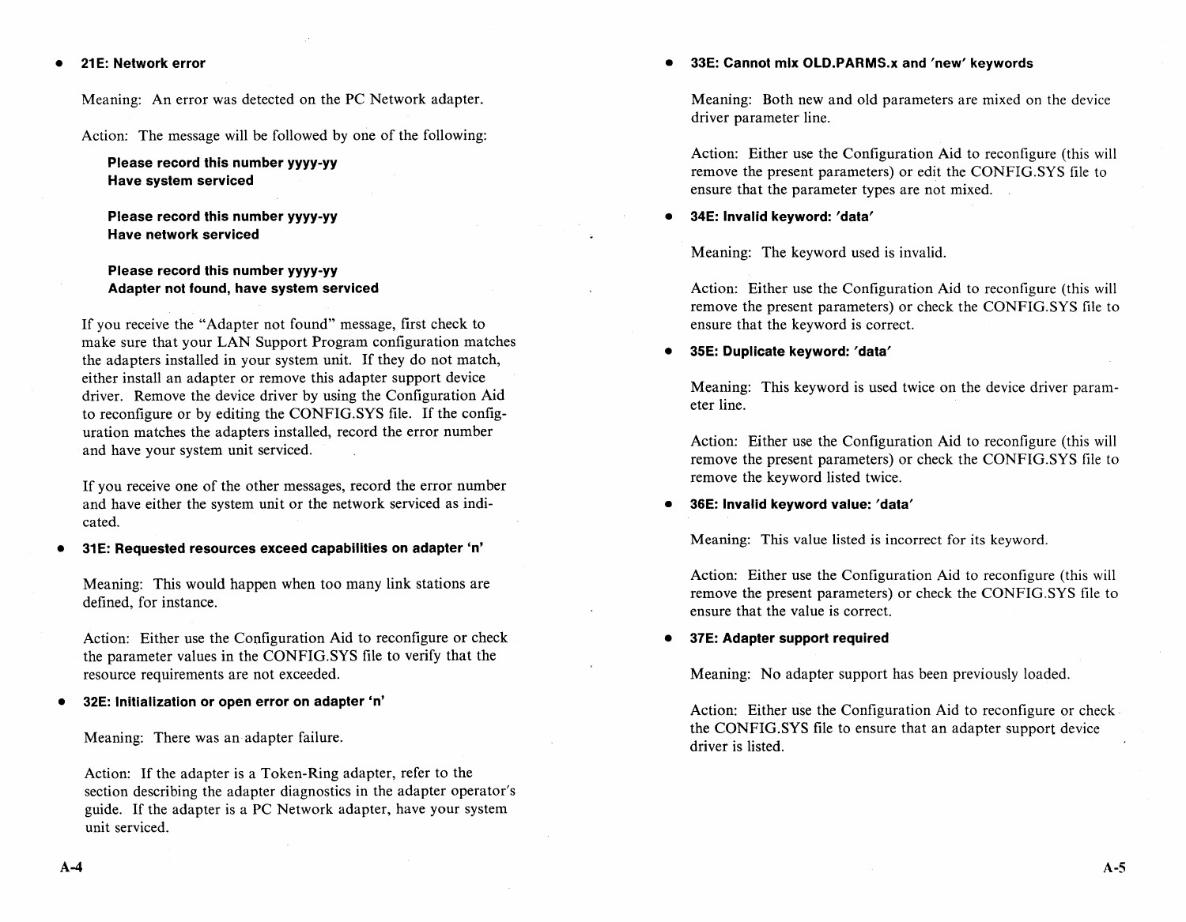- **21E: Network error**

  Meaning: An error was detected on the PC Network adapter.

  Action: The message will be followed by one of the following:

  **Please record this number yyyy-yy**
  **Have system serviced**

  **Please record this number yyyy-yy**
  **Have network serviced**

  **Please record this number yyyy-yy**
  **Adapter not found, have system serviced**

  If you receive the "Adapter not found" message, first check to make sure that your LAN Support Program configuration matches the adapters installed in your system unit. If they do not match, either install an adapter or remove this adapter support device driver. Remove the device driver by using the Configuration Aid to reconfigure or by editing the CONFIG.SYS file. If the configuration matches the adapters installed, record the error number and have your system unit serviced.

  If you receive one of the other messages, record the error number and have either the system unit or the network serviced as indicated.

- **31E: Requested resources exceed capabilities on adapter 'n'**

  Meaning: This would happen when too many link stations are defined, for instance.

  Action: Either use the Configuration Aid to reconfigure or check the parameter values in the CONFIG.SYS file to verify that the resource requirements are not exceeded.

- **32E: Initialization or open error on adapter 'n'**

  Meaning: There was an adapter failure.

  Action: If the adapter is a Token-Ring adapter, refer to the section describing the adapter diagnostics in the adapter operator's guide. If the adapter is a PC Network adapter, have your system unit serviced.

- **33E: Cannot mix OLD.PARMS.x and 'new' keywords**

  Meaning: Both new and old parameters are mixed on the device driver parameter line.

  Action: Either use the Configuration Aid to reconfigure (this will remove the present parameters) or edit the CONFIG.SYS file to ensure that the parameter types are not mixed.

- **34E: Invalid keyword: 'data'**

  Meaning: The keyword used is invalid.

  Action: Either use the Configuration Aid to reconfigure (this will remove the present parameters) or check the CONFIG.SYS file to ensure that the keyword is correct.

- **35E: Duplicate keyword: 'data'**

  Meaning: This keyword is used twice on the device driver parameter line.

  Action: Either use the Configuration Aid to reconfigure (this will remove the present parameters) or check the CONFIG.SYS file to remove the keyword listed twice.

- **36E: Invalid keyword value: 'data'**

  Meaning: This value listed is incorrect for its keyword.

  Action: Either use the Configuration Aid to reconfigure (this will remove the present parameters) or check the CONFIG.SYS file to ensure that the value is correct.

- **37E: Adapter support required**

  Meaning: No adapter support has been previously loaded.

  Action: Either use the Configuration Aid to reconfigure or check the CONFIG.SYS file to ensure that an adapter support device driver is listed.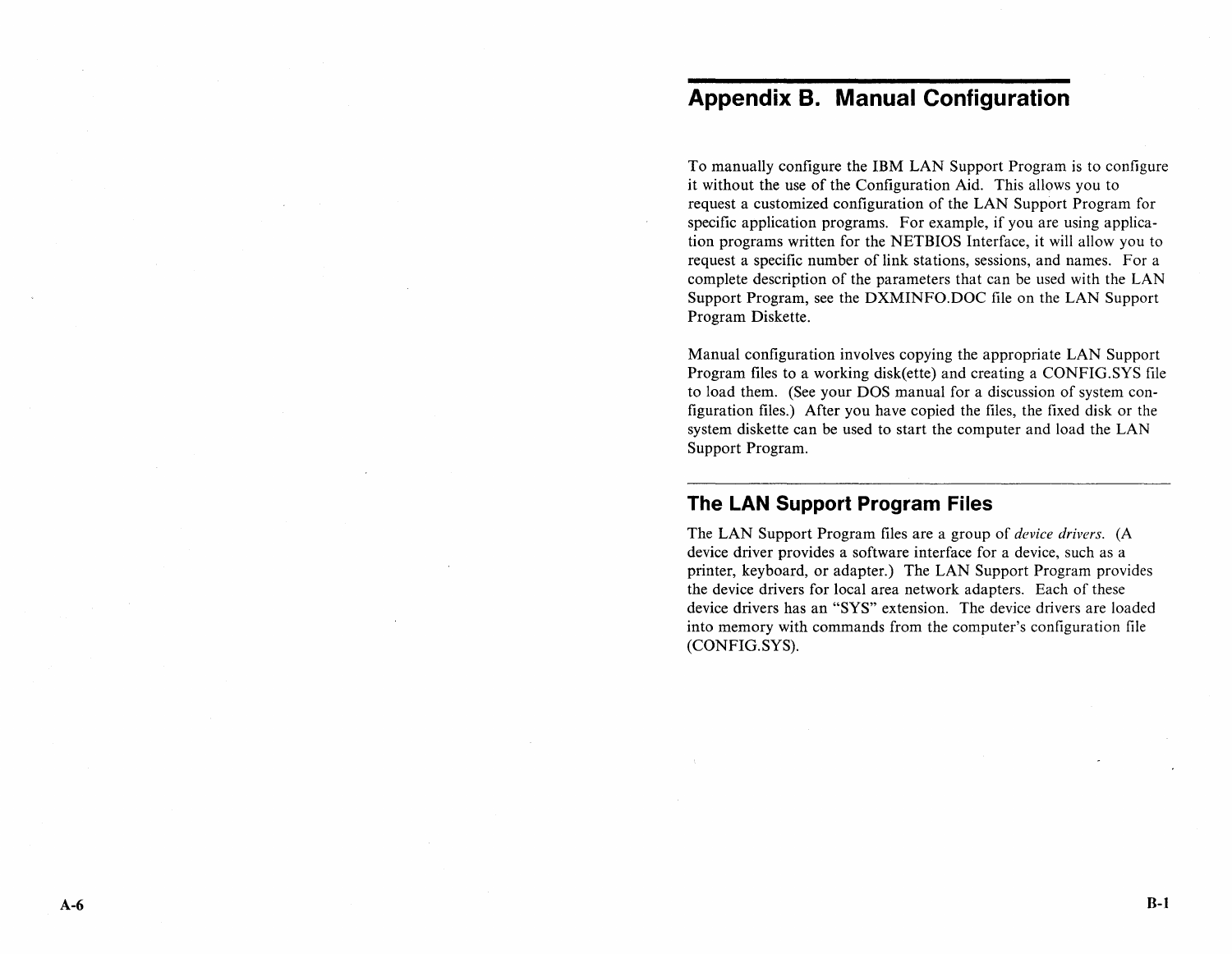# Appendix B. Manual Configuration

To manually configure the IBM LAN Support Program is to configure it without the use of the Configuration Aid. This allows you to request a customized configuration of the LAN Support Program for specific application programs. For example, if you are using application programs written for the NETBIOS Interface, it will allow you to request a specific number of link stations, sessions, and names. For a complete description of the parameters that can be used with the LAN Support Program, see the DXMINFO.DOC file on the LAN Support Program Diskette.

Manual configuration involves copying the appropriate LAN Support Program files to a working disk(ette) and creating a CONFIG.SYS file to load them. (See your DOS manual for a discussion of system configuration files.) After you have copied the files, the fixed disk or the system diskette can be used to start the computer and load the LAN Support Program.

## The LAN Support Program Files

The LAN Support Program files are a group of *device drivers*. (A device driver provides a software interface for a device, such as a printer, keyboard, or adapter.) The LAN Support Program provides the device drivers for local area network adapters. Each of these device drivers has an "SYS" extension. The device drivers are loaded into memory with commands from the computer's configuration file (CONFIG.SYS).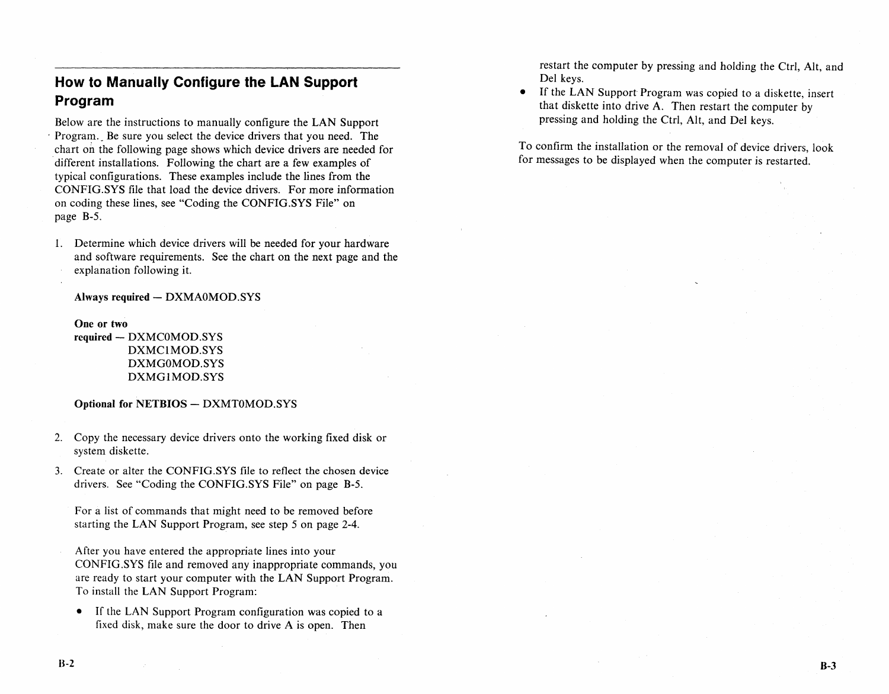## How to Manually Configure the LAN Support Program

Below are the instructions to manually configure the LAN Support Program. Be sure you select the device drivers that you need. The chart on the following page shows which device drivers are needed for different installations. Following the chart are a few examples of typical configurations. These examples include the lines from the CONFIG.SYS file that load the device drivers. For more information on coding these lines, see "Coding the CONFIG.SYS File" on page B-5.

1. Determine which device drivers will be needed for your hardware and software requirements. See the chart on the next page and the explanation following it.

   **Always required** — DXMA0MOD.SYS

   **One or two required** — DXMC0MOD.SYS
   DXMC1MOD.SYS
   DXMG0MOD.SYS
   DXMG1MOD.SYS

   **Optional for NETBIOS** — DXMT0MOD.SYS

2. Copy the necessary device drivers onto the working fixed disk or system diskette.

3. Create or alter the CONFIG.SYS file to reflect the chosen device drivers. See "Coding the CONFIG.SYS File" on page B-5.

   For a list of commands that might need to be removed before starting the LAN Support Program, see step 5 on page 2-4.

   After you have entered the appropriate lines into your CONFIG.SYS file and removed any inappropriate commands, you are ready to start your computer with the LAN Support Program. To install the LAN Support Program:

   - If the LAN Support Program configuration was copied to a fixed disk, make sure the door to drive A is open. Then restart the computer by pressing and holding the Ctrl, Alt, and Del keys.
   - If the LAN Support Program was copied to a diskette, insert that diskette into drive A. Then restart the computer by pressing and holding the Ctrl, Alt, and Del keys.

To confirm the installation or the removal of device drivers, look for messages to be displayed when the computer is restarted.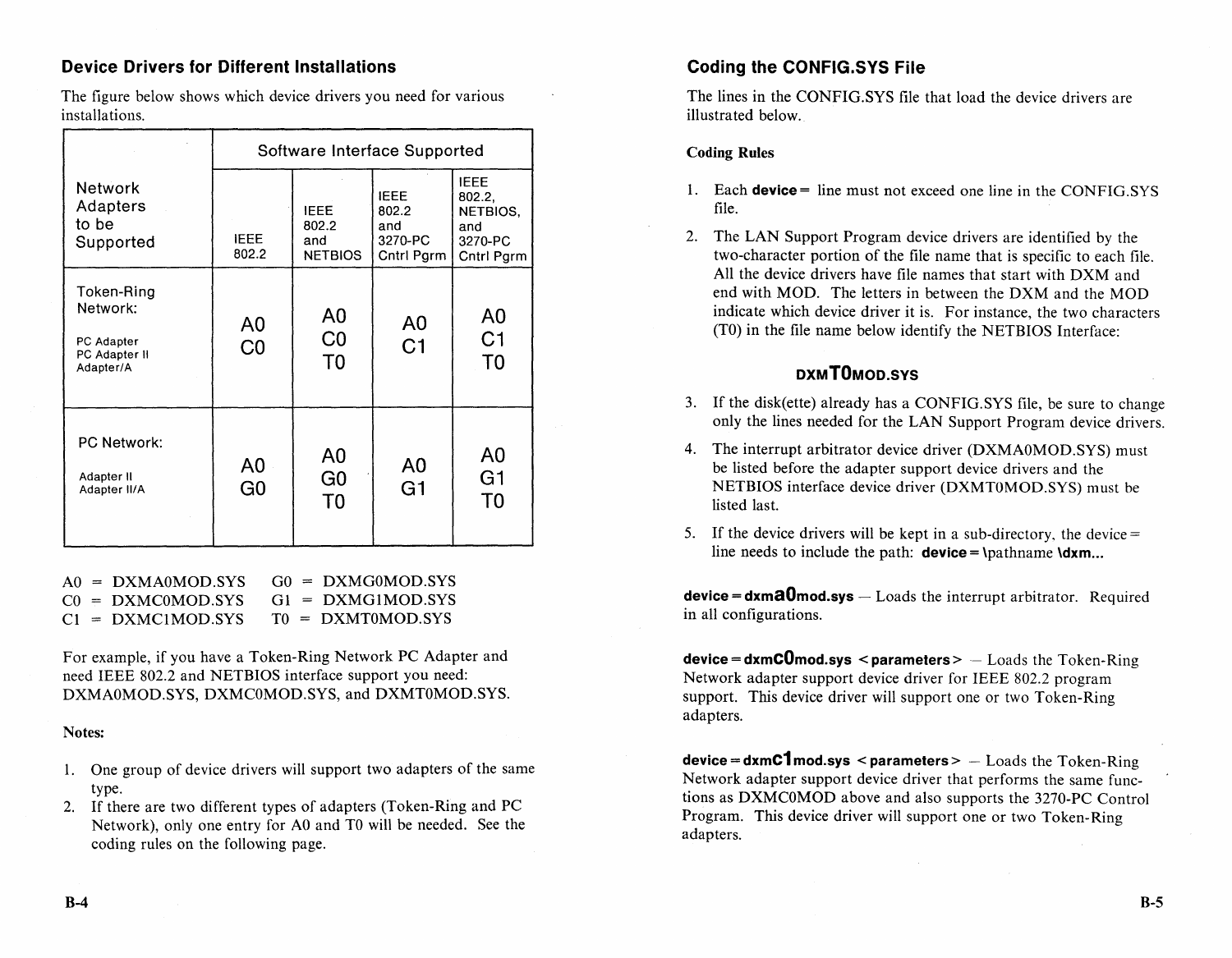## Device Drivers for Different Installations

The figure below shows which device drivers you need for various installations.

| Network Adapters to be Supported | Software Interface Supported | | | |
|---|---|---|---|---|
| | IEEE 802.2 | IEEE 802.2 and NETBIOS | IEEE 802.2 and 3270-PC Cntrl Pgrm | IEEE 802.2, NETBIOS, and 3270-PC Cntrl Pgrm |
| Token-Ring Network: PC Adapter, PC Adapter II, Adapter/A | A0 C0 | A0 C0 T0 | A0 C1 | A0 C1 T0 |
| PC Network: Adapter II, Adapter II/A | A0 G0 | A0 G0 T0 | A0 G1 | A0 G1 T0 |

A0 = DXMA0MOD.SYS  
C0 = DXMC0MOD.SYS  
C1 = DXMC1MOD.SYS  
G0 = DXMG0MOD.SYS  
G1 = DXMG1MOD.SYS  
T0 = DXMT0MOD.SYS

For example, if you have a Token-Ring Network PC Adapter and need IEEE 802.2 and NETBIOS interface support you need: DXMA0MOD.SYS, DXMC0MOD.SYS, and DXMT0MOD.SYS.

**Notes:**

1. One group of device drivers will support two adapters of the same type.
2. If there are two different types of adapters (Token-Ring and PC Network), only one entry for A0 and T0 will be needed. See the coding rules on the following page.

## Coding the CONFIG.SYS File

The lines in the CONFIG.SYS file that load the device drivers are illustrated below.

**Coding Rules**

1. Each **device=** line must not exceed one line in the CONFIG.SYS file.
2. The LAN Support Program device drivers are identified by the two-character portion of the file name that is specific to each file. All the device drivers have file names that start with DXM and end with MOD. The letters in between the DXM and the MOD indicate which device driver it is. For instance, the two characters (T0) in the file name below identify the NETBIOS Interface:

   **DXMT0MOD.SYS**

3. If the disk(ette) already has a CONFIG.SYS file, be sure to change only the lines needed for the LAN Support Program device drivers.
4. The interrupt arbitrator device driver (DXMA0MOD.SYS) must be listed before the adapter support device drivers and the NETBIOS interface device driver (DXMT0MOD.SYS) must be listed last.
5. If the device drivers will be kept in a sub-directory, the device= line needs to include the path: **device=**\pathname **\dxm...**

**device=dxma0mod.sys** — Loads the interrupt arbitrator. Required in all configurations.

**device=dxmc0mod.sys <parameters>** — Loads the Token-Ring Network adapter support device driver for IEEE 802.2 program support. This device driver will support one or two Token-Ring adapters.

**device=dxmc1mod.sys <parameters>** — Loads the Token-Ring Network adapter support device driver that performs the same functions as DXMC0MOD above and also supports the 3270-PC Control Program. This device driver will support one or two Token-Ring adapters.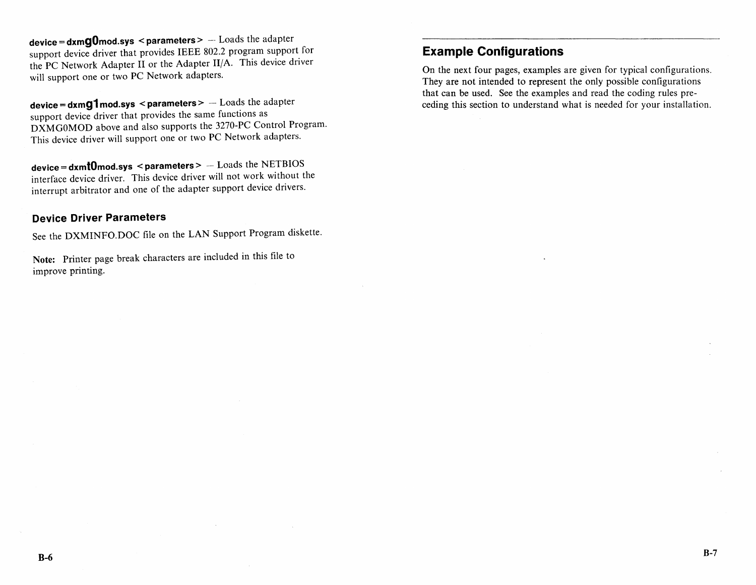**device = dxmg0mod.sys <parameters>** — Loads the adapter support device driver that provides IEEE 802.2 program support for the PC Network Adapter II or the Adapter II/A. This device driver will support one or two PC Network adapters.

**device = dxmg1mod.sys <parameters>** — Loads the adapter support device driver that provides the same functions as DXMG0MOD above and also supports the 3270-PC Control Program. This device driver will support one or two PC Network adapters.

**device = dxmt0mod.sys <parameters>** — Loads the NETBIOS interface device driver. This device driver will not work without the interrupt arbitrator and one of the adapter support device drivers.

### Device Driver Parameters

See the DXMINFO.DOC file on the LAN Support Program diskette.

**Note:** Printer page break characters are included in this file to improve printing.

## Example Configurations

On the next four pages, examples are given for typical configurations. They are not intended to represent the only possible configurations that can be used. See the examples and read the coding rules preceding this section to understand what is needed for your installation.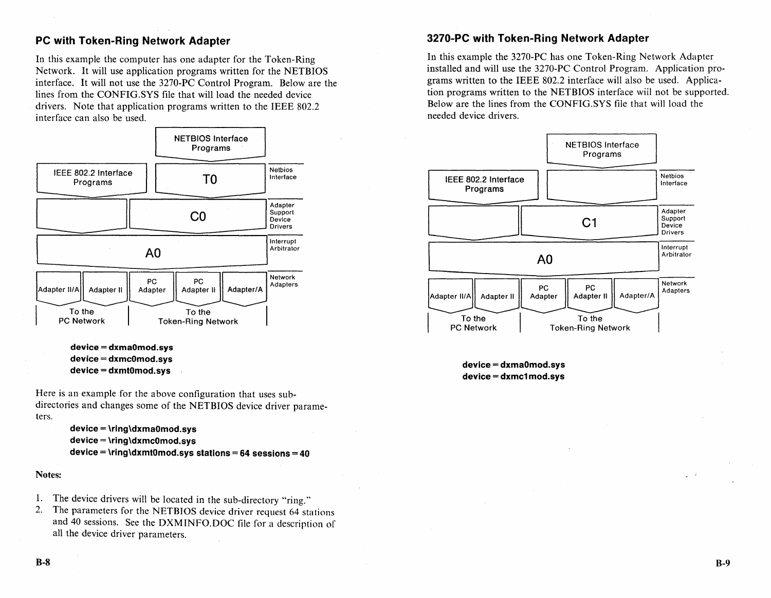## PC with Token-Ring Network Adapter

In this example the computer has one adapter for the Token-Ring Network. It will use application programs written for the NETBIOS interface. It will not use the 3270-PC Control Program. Below are the lines from the CONFIG.SYS file that will load the needed device drivers. Note that application programs written to the IEEE 802.2 interface can also be used.

```
                                  NETBIOS Interface
                                      Programs

 IEEE 802.2 Interface                    T0                  Netbios
      Programs                                               Interface

                                         C0                  Adapter
                                                             Support
                                                             Device
                                                             Drivers

                          A0                                 Interrupt
                                                             Arbitrator

Adapter II/A | Adapter II | PC Adapter | PC Adapter II | Adapter/A    Network
                                                                      Adapters
      To the              |            To the
    PC Network            |      Token-Ring Network
```

**device = dxma0mod.sys**
**device = dxmc0mod.sys**
**device = dxmt0mod.sys**

Here is an example for the above configuration that uses sub-directories and changes some of the NETBIOS device driver parameters.

**device = \ring\dxma0mod.sys**
**device = \ring\dxmc0mod.sys**
**device = \ring\dxmt0mod.sys stations = 64 sessions = 40**

**Notes:**

1. The device drivers will be located in the sub-directory "ring."
2. The parameters for the NETBIOS device driver request 64 stations and 40 sessions. See the DXMINFO.DOC file for a description of all the device driver parameters.

## 3270-PC with Token-Ring Network Adapter

In this example the 3270-PC has one Token-Ring Network Adapter installed and will use the 3270-PC Control Program. Application programs written to the IEEE 802.2 interface will also be used. Application programs written to the NETBIOS interface will not be supported. Below are the lines from the CONFIG.SYS file that will load the needed device drivers.

```
                                  NETBIOS Interface
                                      Programs

 IEEE 802.2 Interface                                        Netbios
      Programs                                               Interface

                                         C1                  Adapter
                                                             Support
                                                             Device
                                                             Drivers

                          A0                                 Interrupt
                                                             Arbitrator

Adapter II/A | Adapter II | PC Adapter | PC Adapter II | Adapter/A    Network
                                                                      Adapters
      To the              |            To the
    PC Network            |      Token-Ring Network
```

**device = dxma0mod.sys**
**device = dxmc1mod.sys**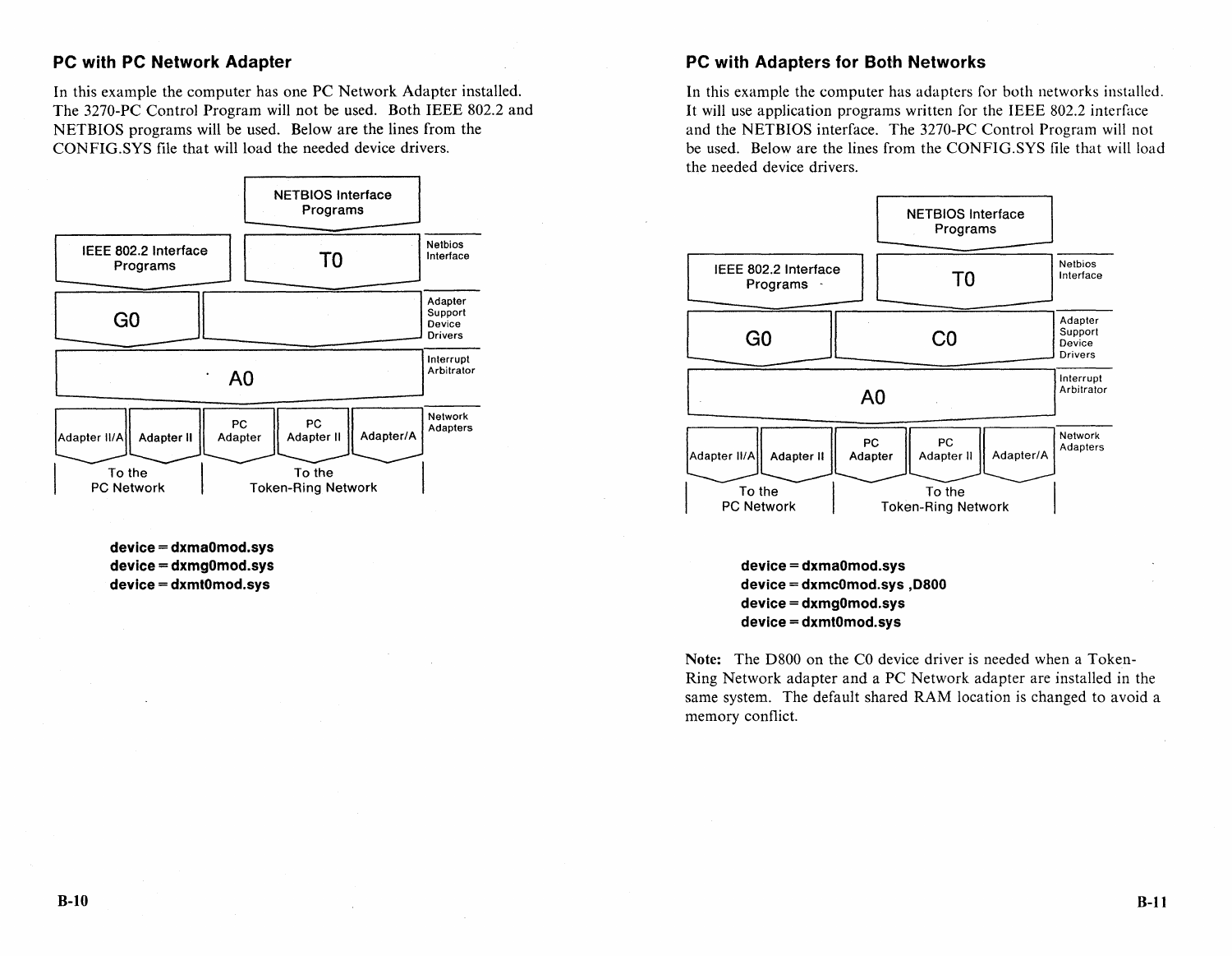## PC with PC Network Adapter

In this example the computer has one PC Network Adapter installed. The 3270-PC Control Program will not be used. Both IEEE 802.2 and NETBIOS programs will be used. Below are the lines from the CONFIG.SYS file that will load the needed device drivers.

| | | |
|---|---|---|
| | NETBIOS Interface Programs | |
| IEEE 802.2 Interface Programs | T0 | Netbios Interface |
| G0 | | Adapter Support Device Drivers |
| A0 | | Interrupt Arbitrator |
| Adapter II/A, Adapter II (To the PC Network) | PC Adapter, PC Adapter II, Adapter/A (To the Token-Ring Network) | Network Adapters |

**device = dxma0mod.sys**
**device = dxmg0mod.sys**
**device = dxmt0mod.sys**

## PC with Adapters for Both Networks

In this example the computer has adapters for both networks installed. It will use application programs written for the IEEE 802.2 interface and the NETBIOS interface. The 3270-PC Control Program will not be used. Below are the lines from the CONFIG.SYS file that will load the needed device drivers.

| | | |
|---|---|---|
| | NETBIOS Interface Programs | |
| IEEE 802.2 Interface Programs | T0 | Netbios Interface |
| G0 | C0 | Adapter Support Device Drivers |
| A0 | | Interrupt Arbitrator |
| Adapter II/A, Adapter II (To the PC Network) | PC Adapter, PC Adapter II, Adapter/A (To the Token-Ring Network) | Network Adapters |

**device = dxma0mod.sys**
**device = dxmc0mod.sys ,D800**
**device = dxmg0mod.sys**
**device = dxmt0mod.sys**

**Note:** The D800 on the C0 device driver is needed when a Token-Ring Network adapter and a PC Network adapter are installed in the same system. The default shared RAM location is changed to avoid a memory conflict.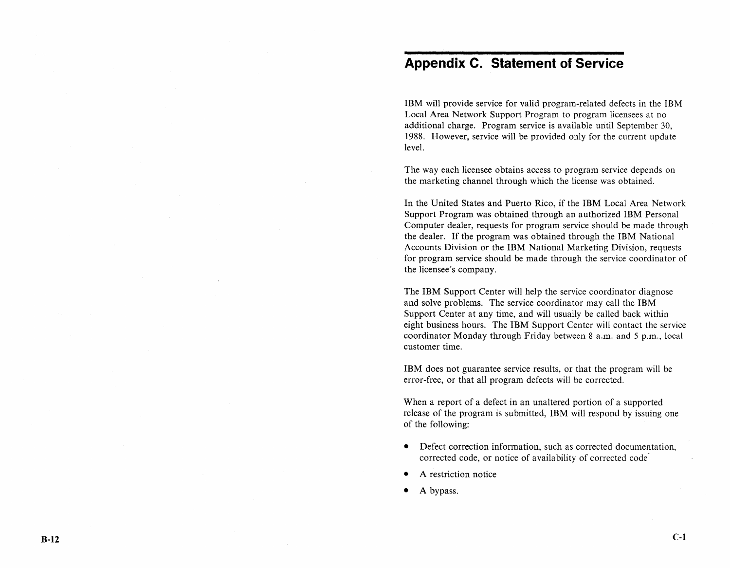# Appendix C. Statement of Service

IBM will provide service for valid program-related defects in the IBM Local Area Network Support Program to program licensees at no additional charge. Program service is available until September 30, 1988. However, service will be provided only for the current update level.

The way each licensee obtains access to program service depends on the marketing channel through which the license was obtained.

In the United States and Puerto Rico, if the IBM Local Area Network Support Program was obtained through an authorized IBM Personal Computer dealer, requests for program service should be made through the dealer. If the program was obtained through the IBM National Accounts Division or the IBM National Marketing Division, requests for program service should be made through the service coordinator of the licensee's company.

The IBM Support Center will help the service coordinator diagnose and solve problems. The service coordinator may call the IBM Support Center at any time, and will usually be called back within eight business hours. The IBM Support Center will contact the service coordinator Monday through Friday between 8 a.m. and 5 p.m., local customer time.

IBM does not guarantee service results, or that the program will be error-free, or that all program defects will be corrected.

When a report of a defect in an unaltered portion of a supported release of the program is submitted, IBM will respond by issuing one of the following:

- Defect correction information, such as corrected documentation, corrected code, or notice of availability of corrected code
- A restriction notice
- A bypass.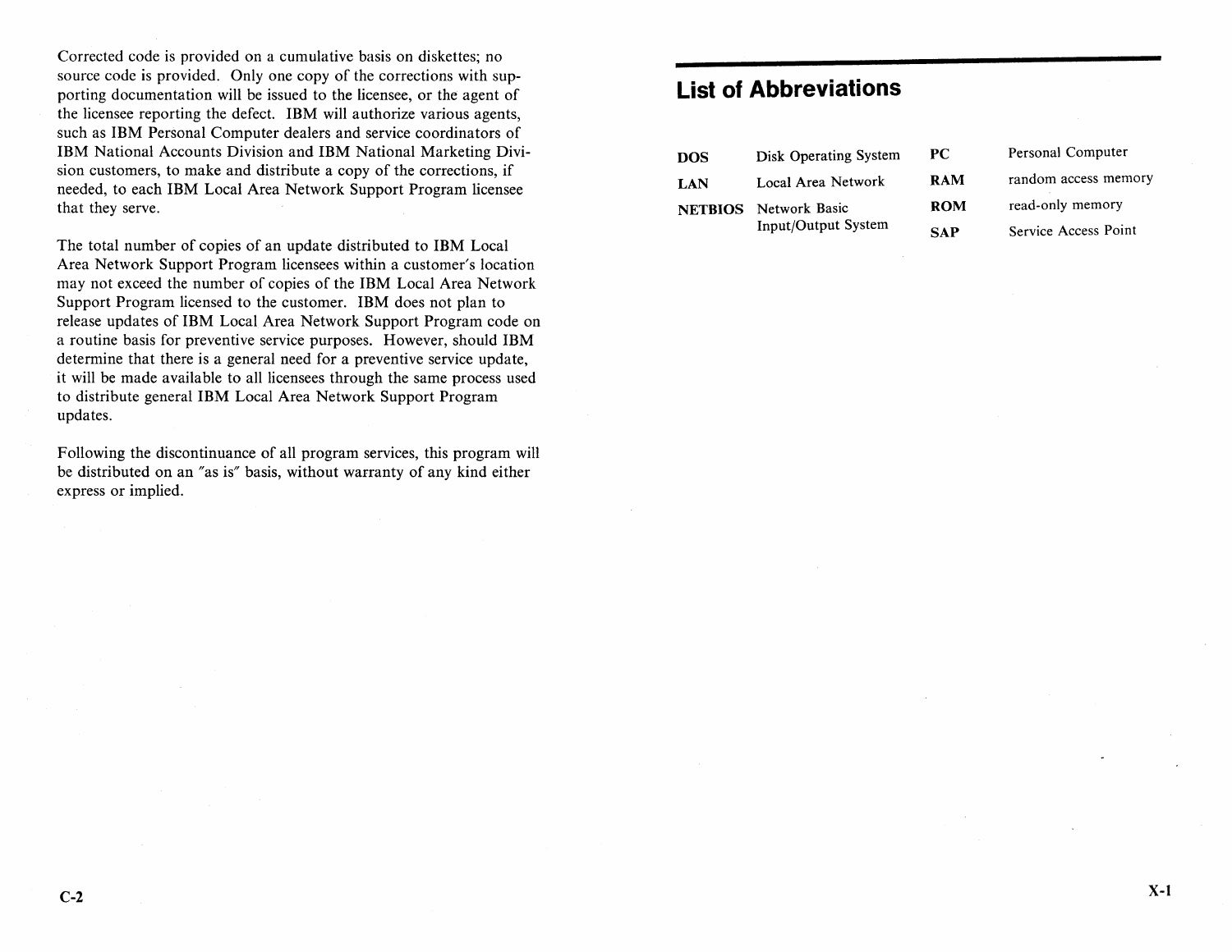Corrected code is provided on a cumulative basis on diskettes; no source code is provided. Only one copy of the corrections with supporting documentation will be issued to the licensee, or the agent of the licensee reporting the defect. IBM will authorize various agents, such as IBM Personal Computer dealers and service coordinators of IBM National Accounts Division and IBM National Marketing Division customers, to make and distribute a copy of the corrections, if needed, to each IBM Local Area Network Support Program licensee that they serve.

The total number of copies of an update distributed to IBM Local Area Network Support Program licensees within a customer's location may not exceed the number of copies of the IBM Local Area Network Support Program licensed to the customer. IBM does not plan to release updates of IBM Local Area Network Support Program code on a routine basis for preventive service purposes. However, should IBM determine that there is a general need for a preventive service update, it will be made available to all licensees through the same process used to distribute general IBM Local Area Network Support Program updates.

Following the discontinuance of all program services, this program will be distributed on an "as is" basis, without warranty of any kind either express or implied.

# List of Abbreviations

| Abbreviation | Meaning |
|---|---|
| **DOS** | Disk Operating System |
| **LAN** | Local Area Network |
| **NETBIOS** | Network Basic Input/Output System |
| **PC** | Personal Computer |
| **RAM** | random access memory |
| **ROM** | read-only memory |
| **SAP** | Service Access Point |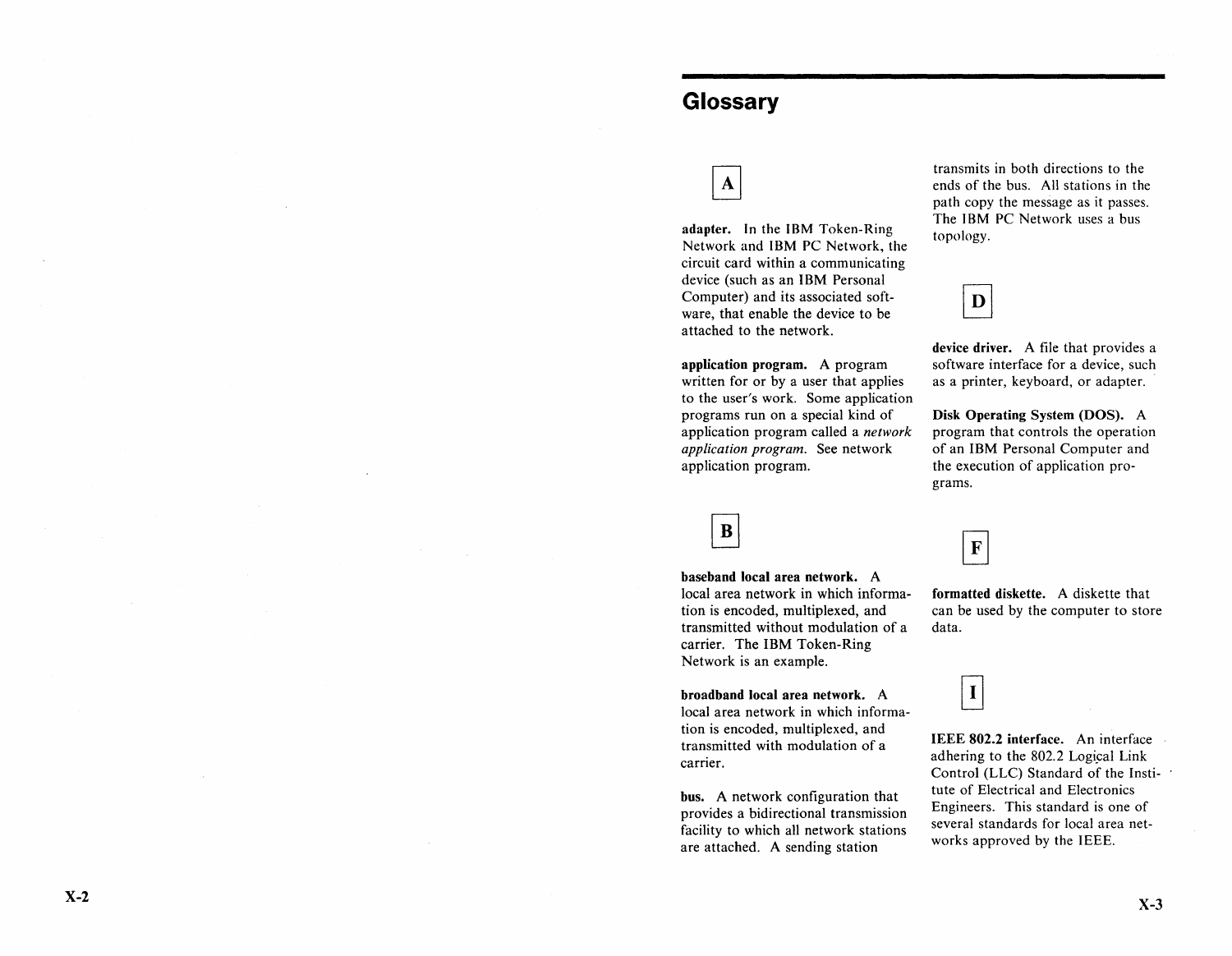# Glossary

## A

**adapter.** In the IBM Token-Ring Network and IBM PC Network, the circuit card within a communicating device (such as an IBM Personal Computer) and its associated software, that enable the device to be attached to the network.

**application program.** A program written for or by a user that applies to the user's work. Some application programs run on a special kind of application program called a *network application program*. See network application program.

## B

**baseband local area network.** A local area network in which information is encoded, multiplexed, and transmitted without modulation of a carrier. The IBM Token-Ring Network is an example.

**broadband local area network.** A local area network in which information is encoded, multiplexed, and transmitted with modulation of a carrier.

**bus.** A network configuration that provides a bidirectional transmission facility to which all network stations are attached. A sending station transmits in both directions to the ends of the bus. All stations in the path copy the message as it passes. The IBM PC Network uses a bus topology.

## D

**device driver.** A file that provides a software interface for a device, such as a printer, keyboard, or adapter.

**Disk Operating System (DOS).** A program that controls the operation of an IBM Personal Computer and the execution of application programs.

## F

**formatted diskette.** A diskette that can be used by the computer to store data.

## I

**IEEE 802.2 interface.** An interface adhering to the 802.2 Logical Link Control (LLC) Standard of the Institute of Electrical and Electronics Engineers. This standard is one of several standards for local area networks approved by the IEEE.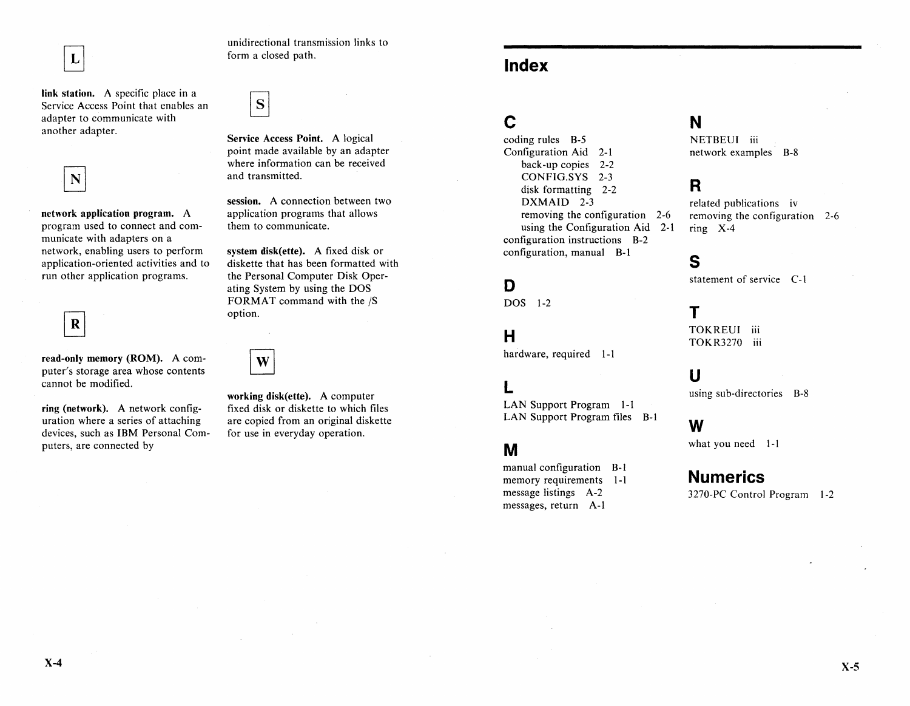## L

**link station.** A specific place in a Service Access Point that enables an adapter to communicate with another adapter.

## N

**network application program.** A program used to connect and communicate with adapters on a network, enabling users to perform application-oriented activities and to run other application programs.

## R

**read-only memory (ROM).** A computer's storage area whose contents cannot be modified.

**ring (network).** A network configuration where a series of attaching devices, such as IBM Personal Computers, are connected by unidirectional transmission links to form a closed path.

## S

**Service Access Point.** A logical point made available by an adapter where information can be received and transmitted.

**session.** A connection between two application programs that allows them to communicate.

**system disk(ette).** A fixed disk or diskette that has been formatted with the Personal Computer Disk Operating System by using the DOS FORMAT command with the /S option.

## W

**working disk(ette).** A computer fixed disk or diskette to which files are copied from an original diskette for use in everyday operation.

# Index

## C

coding rules B-5
Configuration Aid 2-1
- back-up copies 2-2
- CONFIG.SYS 2-3
- disk formatting 2-2
- DXMAID 2-3
- removing the configuration 2-6
- using the Configuration Aid 2-1

configuration instructions B-2
configuration, manual B-1

## D

DOS 1-2

## H

hardware, required 1-1

## L

LAN Support Program 1-1
LAN Support Program files B-1

## M

manual configuration B-1
memory requirements 1-1
message listings A-2
messages, return A-1

## N

NETBEUI iii
network examples B-8

## R

related publications iv
removing the configuration 2-6
ring X-4

## S

statement of service C-1

## T

TOKREUI iii
TOKR3270 iii

## U

using sub-directories B-8

## W

what you need 1-1

## Numerics

3270-PC Control Program 1-2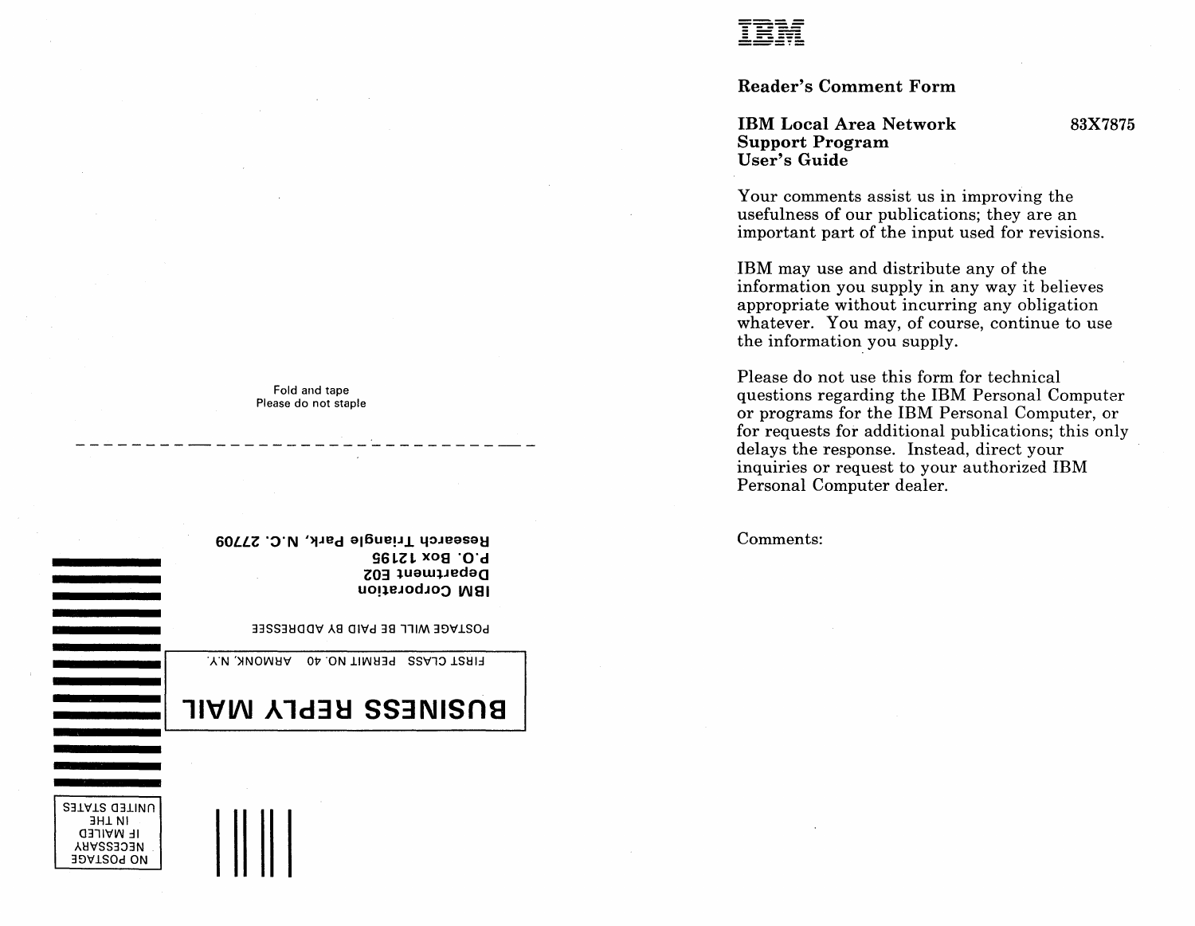Fold and tape
Please do not staple

BUSINESS REPLY MAIL

FIRST CLASS PERMIT NO. 40 ARMONK, N.Y.

POSTAGE WILL BE PAID BY ADDRESSEE

IBM Corporation
Department E02
P.O. Box 12195
Research Triangle Park, N.C. 27709

NO POSTAGE
NECESSARY
IF MAILED
IN THE
UNITED STATES

IBM

## Reader's Comment Form

**IBM Local Area Network Support Program User's Guide** — **83X7875**

Your comments assist us in improving the usefulness of our publications; they are an important part of the input used for revisions.

IBM may use and distribute any of the information you supply in any way it believes appropriate without incurring any obligation whatever. You may, of course, continue to use the information you supply.

Please do not use this form for technical questions regarding the IBM Personal Computer or programs for the IBM Personal Computer, or for requests for additional publications; this only delays the response. Instead, direct your inquiries or request to your authorized IBM Personal Computer dealer.

Comments: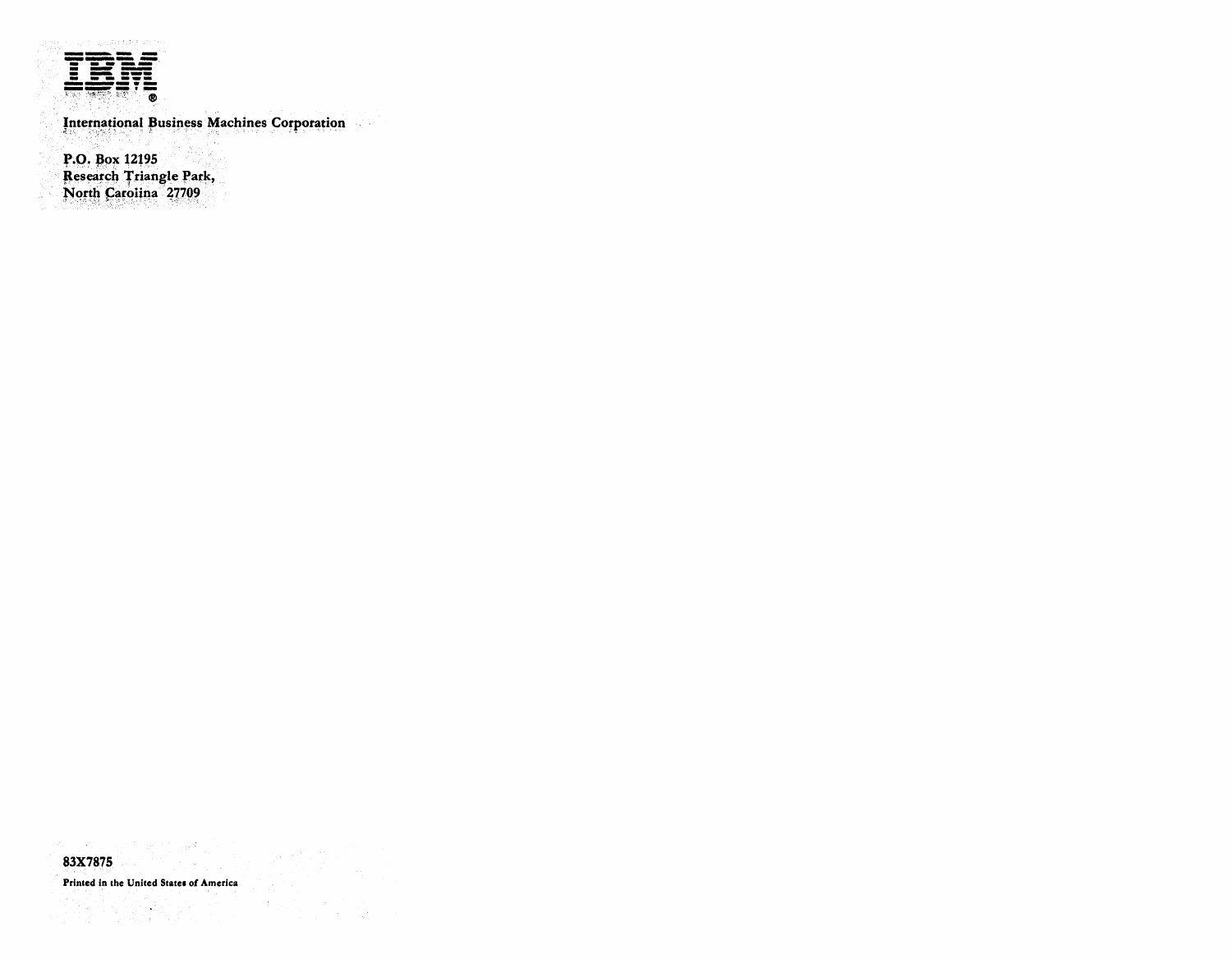IBM®

International Business Machines Corporation

P.O. Box 12195
Research Triangle Park,
North Caroiina 27709

**83X7875**

Printed in the United States of America